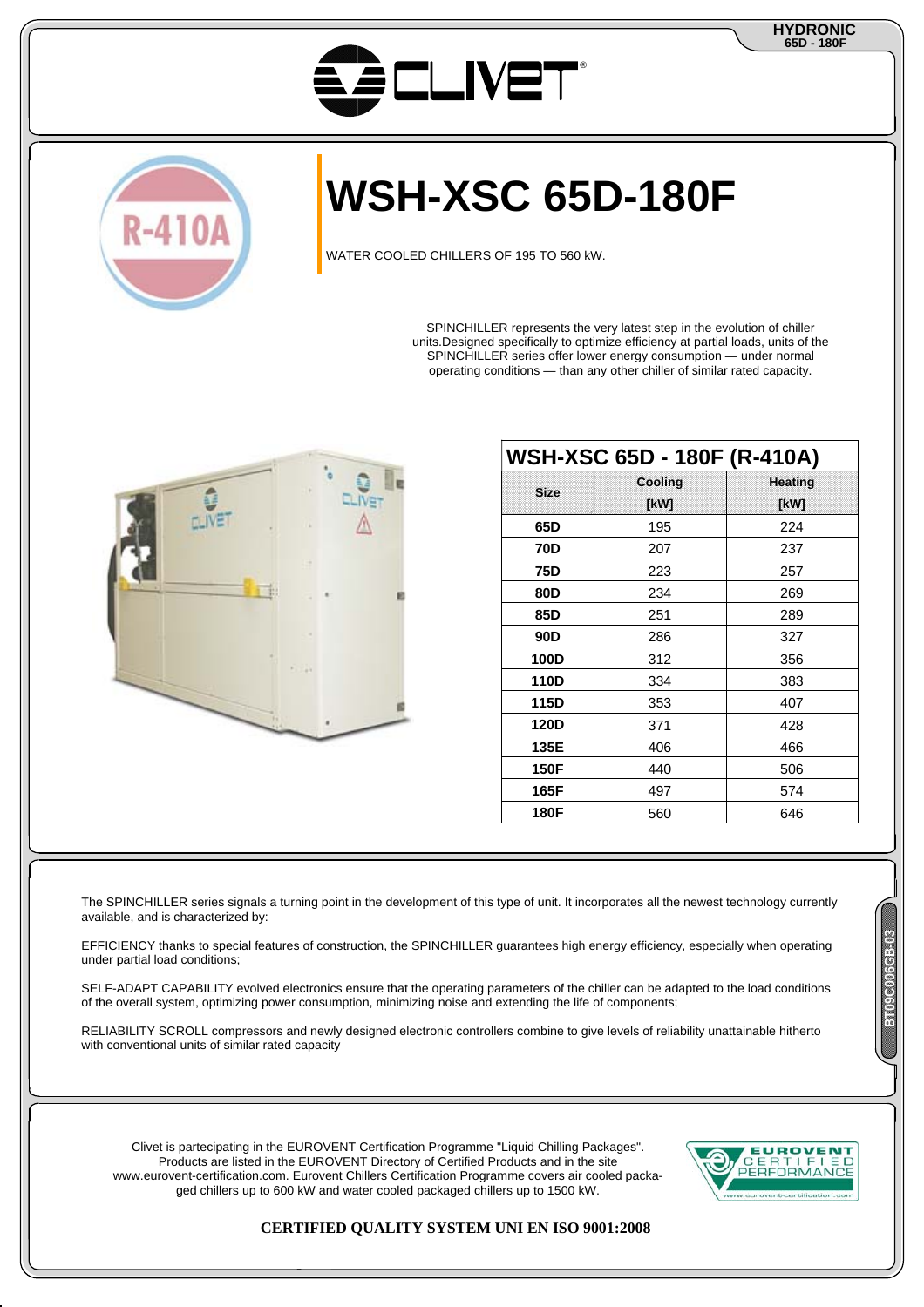# WSH-XSC 65D-180F

WATER COOLED CHILLERS OF 195 TO 560 kW.

SPINCHILLER represents the very latest step in the evolution of chiller units.Designed specifically to optimize efficiency at partial loads, units of the SPINCHILLER series offer lower energy consumption — under normal operating conditions — than any other chiller of similar rated capacity.

## WSH-XSC 65D - 180F (R-410A)

| Size | Cooling [kW] | Heating [kW] |
|---|---|---|
| **65D** | 195 | 224 |
| **70D** | 207 | 237 |
| **75D** | 223 | 257 |
| **80D** | 234 | 269 |
| **85D** | 251 | 289 |
| **90D** | 286 | 327 |
| **100D** | 312 | 356 |
| **110D** | 334 | 383 |
| **115D** | 353 | 407 |
| **120D** | 371 | 428 |
| **135E** | 406 | 466 |
| **150F** | 440 | 506 |
| **165F** | 497 | 574 |
| **180F** | 560 | 646 |

The SPINCHILLER series signals a turning point in the development of this type of unit. It incorporates all the newest technology currently available, and is characterized by:

EFFICIENCY thanks to special features of construction, the SPINCHILLER guarantees high energy efficiency, especially when operating under partial load conditions;

SELF-ADAPT CAPABILITY evolved electronics ensure that the operating parameters of the chiller can be adapted to the load conditions of the overall system, optimizing power consumption, minimizing noise and extending the life of components;

RELIABILITY SCROLL compressors and newly designed electronic controllers combine to give levels of reliability unattainable hitherto with conventional units of similar rated capacity

Clivet is partecipating in the EUROVENT Certification Programme "Liquid Chilling Packages". Products are listed in the EUROVENT Directory of Certified Products and in the site www.eurovent-certification.com. Eurovent Chillers Certification Programme covers air cooled packaged chillers up to 600 kW and water cooled packaged chillers up to 1500 kW.

**CERTIFIED QUALITY SYSTEM UNI EN ISO 9001:2008**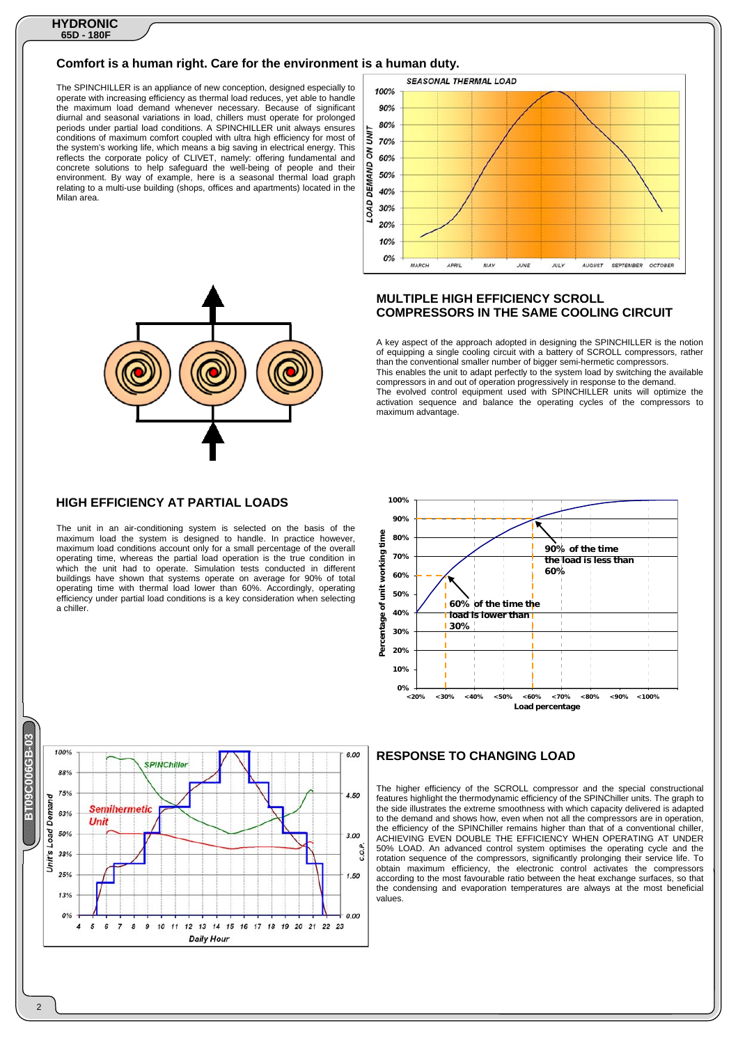## Comfort is a human right. Care for the environment is a human duty.

The SPINCHILLER is an appliance of new conception, designed especially to operate with increasing efficiency as thermal load reduces, yet able to handle the maximum load demand whenever necessary. Because of significant diurnal and seasonal variations in load, chillers must operate for prolonged periods under partial load conditions. A SPINCHILLER unit always ensures conditions of maximum comfort coupled with ultra high efficiency for most of the system's working life, which means a big saving in electrical energy. This reflects the corporate policy of CLIVET, namely: offering fundamental and concrete solutions to help safeguard the well-being of people and their environment. By way of example, here is a seasonal thermal load graph relating to a multi-use building (shops, offices and apartments) located in the Milan area.

## MULTIPLE HIGH EFFICIENCY SCROLL COMPRESSORS IN THE SAME COOLING CIRCUIT

A key aspect of the approach adopted in designing the SPINCHILLER is the notion of equipping a single cooling circuit with a battery of SCROLL compressors, rather than the conventional smaller number of bigger semi-hermetic compressors.
This enables the unit to adapt perfectly to the system load by switching the available compressors in and out of operation progressively in response to the demand.
The evolved control equipment used with SPINCHILLER units will optimize the activation sequence and balance the operating cycles of the compressors to maximum advantage.

## HIGH EFFICIENCY AT PARTIAL LOADS

The unit in an air-conditioning system is selected on the basis of the maximum load the system is designed to handle. In practice however, maximum load conditions account only for a small percentage of the overall operating time, whereas the partial load operation is the true condition in which the unit had to operate. Simulation tests conducted in different buildings have shown that systems operate on average for 90% of total operating time with thermal load lower than 60%. Accordingly, operating efficiency under partial load conditions is a key consideration when selecting a chiller.

## RESPONSE TO CHANGING LOAD

The higher efficiency of the SCROLL compressor and the special constructional features highlight the thermodynamic efficiency of the SPINChiller units. The graph to the side illustrates the extreme smoothness with which capacity delivered is adapted to the demand and shows how, even when not all the compressors are in operation, the efficiency of the SPINChiller remains higher than that of a conventional chiller, ACHIEVING EVEN DOUBLE THE EFFICIENCY WHEN OPERATING AT UNDER 50% LOAD. An advanced control system optimises the operating cycle and the rotation sequence of the compressors, significantly prolonging their service life. To obtain maximum efficiency, the electronic control activates the compressors according to the most favourable ratio between the heat exchange surfaces, so that the condensing and evaporation temperatures are always at the most beneficial values.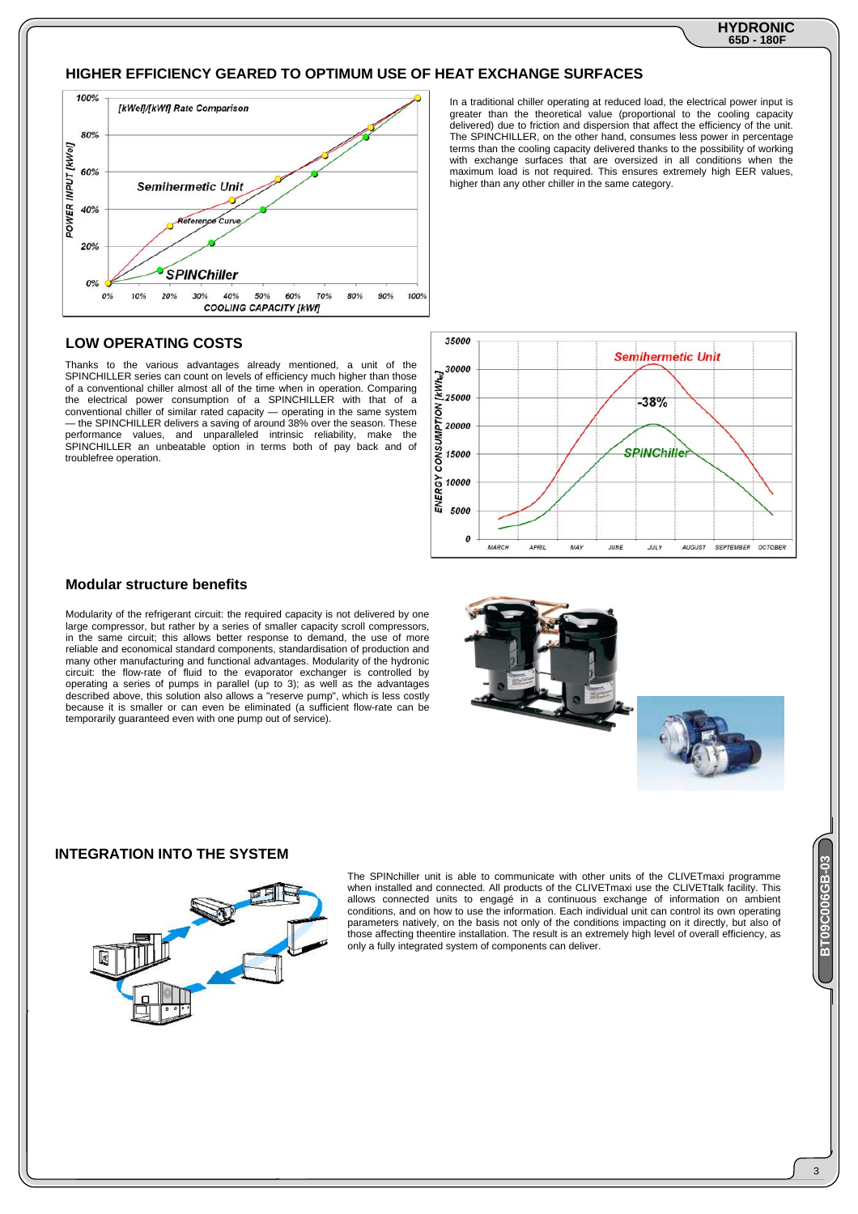## HIGHER EFFICIENCY GEARED TO OPTIMUM USE OF HEAT EXCHANGE SURFACES

In a traditional chiller operating at reduced load, the electrical power input is greater than the theoretical value (proportional to the cooling capacity delivered) due to friction and dispersion that affect the efficiency of the unit. The SPINCHILLER, on the other hand, consumes less power in percentage terms than the cooling capacity delivered thanks to the possibility of working with exchange surfaces that are oversized in all conditions when the maximum load is not required. This ensures extremely high EER values, higher than any other chiller in the same category.

## LOW OPERATING COSTS

Thanks to the various advantages already mentioned, a unit of the SPINCHILLER series can count on levels of efficiency much higher than those of a conventional chiller almost all of the time when in operation. Comparing the electrical power consumption of a SPINCHILLER with that of a conventional chiller of similar rated capacity — operating in the same system — the SPINCHILLER delivers a saving of around 38% over the season. These performance values, and unparalleled intrinsic reliability, make the SPINCHILLER an unbeatable option in terms both of pay back and of troublefree operation.

## Modular structure benefits

Modularity of the refrigerant circuit: the required capacity is not delivered by one large compressor, but rather by a series of smaller capacity scroll compressors, in the same circuit; this allows better response to demand, the use of more reliable and economical standard components, standardisation of production and many other manufacturing and functional advantages. Modularity of the hydronic circuit: the flow-rate of fluid to the evaporator exchanger is controlled by operating a series of pumps in parallel (up to 3); as well as the advantages described above, this solution also allows a "reserve pump", which is less costly because it is smaller or can even be eliminated (a sufficient flow-rate can be temporarily guaranteed even with one pump out of service).

## INTEGRATION INTO THE SYSTEM

The SPINchiller unit is able to communicate with other units of the CLIVETmaxi programme when installed and connected. All products of the CLIVETmaxi use the CLIVETtalk facility. This allows connected units to engagé in a continuous exchange of information on ambient conditions, and on how to use the information. Each individual unit can control its own operating parameters natively, on the basis not only of the conditions impacting on it directly, but also of those affecting theentire installation. The result is an extremely high level of overall efficiency, as only a fully integrated system of components can deliver.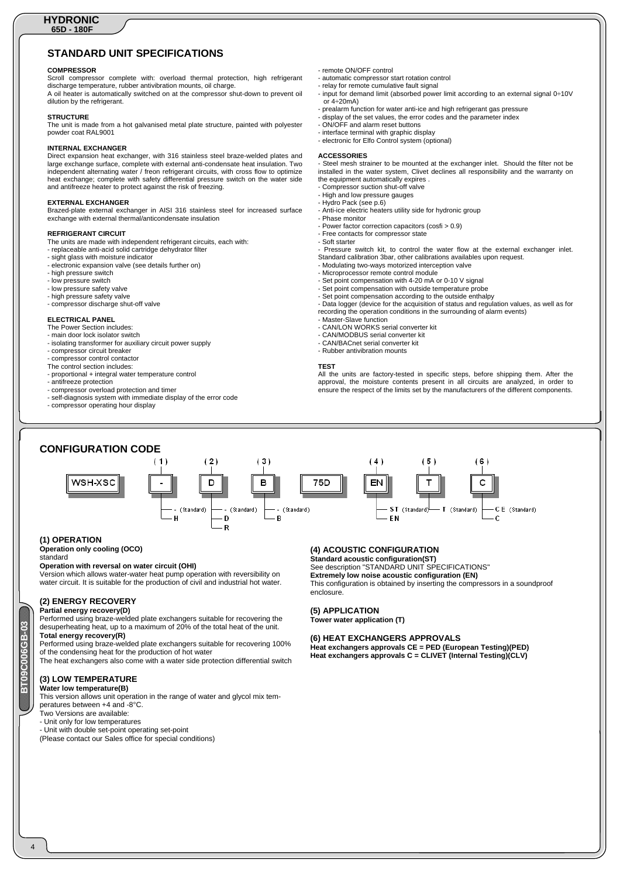# STANDARD UNIT SPECIFICATIONS

### COMPRESSOR

Scroll compressor complete with: overload thermal protection, high refrigerant discharge temperature, rubber antivibration mounts, oil charge.
A oil heater is automatically switched on at the compressor shut-down to prevent oil dilution by the refrigerant.

### STRUCTURE

The unit is made from a hot galvanised metal plate structure, painted with polyester powder coat RAL9001

### INTERNAL EXCHANGER

Direct expansion heat exchanger, with 316 stainless steel braze-welded plates and large exchange surface, complete with external anti-condensate heat insulation. Two independent alternating water / freon refrigerant circuits, with cross flow to optimize heat exchange; complete with safety differential pressure switch on the water side and antifreeze heater to protect against the risk of freezing.

### EXTERNAL EXCHANGER

Brazed-plate external exchanger in AISI 316 stainless steel for increased surface exchange with external thermal/anticondensate insulation

### REFRIGERANT CIRCUIT

The units are made with independent refrigerant circuits, each with:
- replaceable anti-acid solid cartridge dehydrator filter
- sight glass with moisture indicator
- electronic expansion valve (see details further on)
- high pressure switch
- low pressure switch
- low pressure safety valve
- high pressure safety valve
- compressor discharge shut-off valve

### ELECTRICAL PANEL

The Power Section includes:
- main door lock isolator switch
- isolating transformer for auxiliary circuit power supply
- compressor circuit breaker
- compressor control contactor

The control section includes:
- proportional + integral water temperature control
- antifreeze protection
- compressor overload protection and timer
- self-diagnosis system with immediate display of the error code
- compressor operating hour display
- remote ON/OFF control
- automatic compressor start rotation control
- relay for remote cumulative fault signal
- input for demand limit (absorbed power limit according to an external signal 0÷10V or 4÷20mA)
- prealarm function for water anti-ice and high refrigerant gas pressure
- display of the set values, the error codes and the parameter index
- ON/OFF and alarm reset buttons
- interface terminal with graphic display
- electronic for Elfo Control system (optional)

### ACCESSORIES

- Steel mesh strainer to be mounted at the exchanger inlet. Should the filter not be installed in the water system, Clivet declines all responsibility and the warranty on the equipment automatically expires .
- Compressor suction shut-off valve
- High and low pressure gauges
- Hydro Pack (see p.6)
- Anti-ice electric heaters utility side for hydronic group
- Phase monitor
- Power factor correction capacitors (cosfi > 0.9)
- Free contacts for compressor state
- Soft starter
- Pressure switch kit, to control the water flow at the external exchanger inlet. Standard calibration 3bar, other calibrations availables upon request.
- Modulating two-ways motorized interception valve
- Microprocessor remote control module
- Set point compensation with 4-20 mA or 0-10 V signal
- Set point compensation with outside temperature probe
- Set point compensation according to the outside enthalpy
- Data logger (device for the acquisition of status and regulation values, as well as for recording the operation conditions in the surrounding of alarm events)
- Master-Slave function
- CAN/LON WORKS serial converter kit
- CAN/MODBUS serial converter kit
- CAN/BACnet serial converter kit
- Rubber antivibration mounts

### TEST

All the units are factory-tested in specific steps, before shipping them. After the approval, the moisture contents present in all circuits are analyzed, in order to ensure the respect of the limits set by the manufacturers of the different components.

# CONFIGURATION CODE

| | (1) | (2) | (3) | | (4) | (5) | (6) |
|---|---|---|---|---|---|---|---|
| WSH-XSC | - | D | B | 75D | EN | T | C |
| | - (Standard) | - (Standard) | - (Standard) | | ST (Standard) | T (Standard) | CE (Standard) |
| | H | D | B | | EN | | C |
| | | R | | | | | |

### (1) OPERATION

**Operation only cooling (OCO)**
standard

**Operation with reversal on water circuit (OHI)**
Version which allows water-water heat pump operation with reversibility on water circuit. It is suitable for the production of civil and industrial hot water.

### (2) ENERGY RECOVERY

**Partial energy recovery(D)**
Performed using braze-welded plate exchangers suitable for recovering the desuperheating heat, up to a maximum of 20% of the total heat of the unit.

**Total energy recovery(R)**
Performed using braze-welded plate exchangers suitable for recovering 100% of the condensing heat for the production of hot water
The heat exchangers also come with a water side protection differential switch

### (3) LOW TEMPERATURE

**Water low temperature(B)**
This version allows unit operation in the range of water and glycol mix temperatures between +4 and -8°C.
Two Versions are available:
- Unit only for low temperatures
- Unit with double set-point operating set-point

(Please contact our Sales office for special conditions)

### (4) ACOUSTIC CONFIGURATION

**Standard acoustic configuration(ST)**
See description "STANDARD UNIT SPECIFICATIONS"

**Extremely low noise acoustic configuration (EN)**
This configuration is obtained by inserting the compressors in a soundproof enclosure.

### (5) APPLICATION

**Tower water application (T)**

### (6) HEAT EXCHANGERS APPROVALS

**Heat exchangers approvals CE = PED (European Testing)(PED)**
**Heat exchangers approvals C = CLIVET (Internal Testing)(CLV)**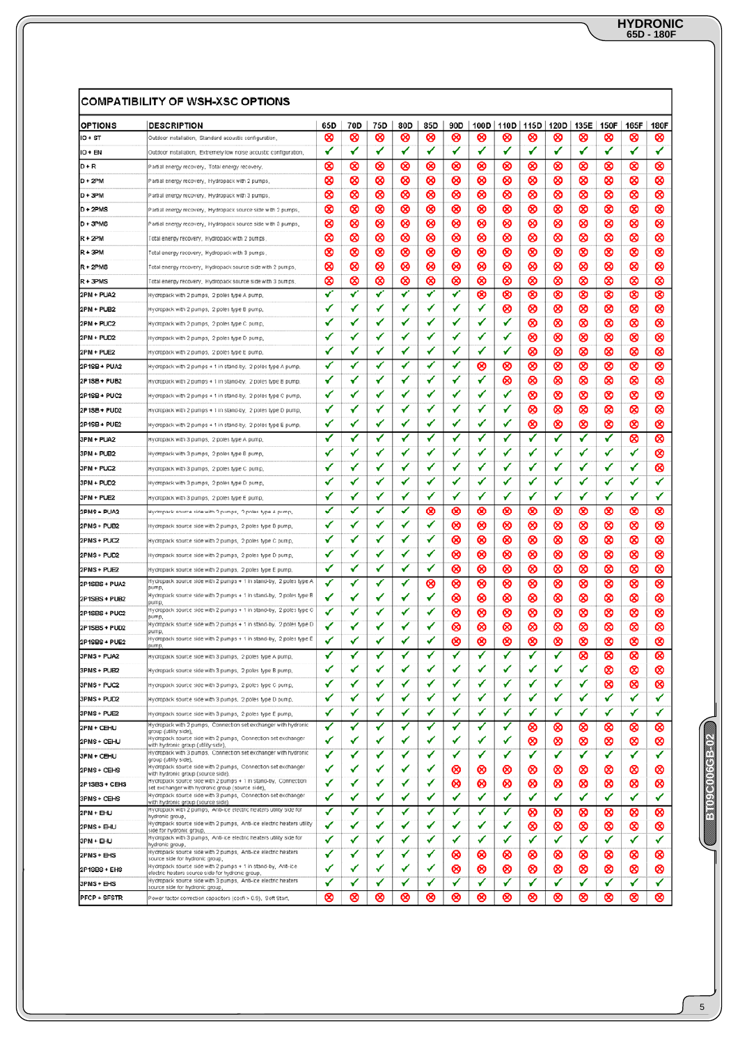## COMPATIBILITY OF WSH-XSC OPTIONS

| OPTIONS | DESCRIPTION | 65D | 70D | 75D | 80D | 85D | 90D | 100D | 110D | 115D | 120D | 135E | 150F | 165F | 180F |
|---|---|---|---|---|---|---|---|---|---|---|---|---|---|---|---|
| IO + ST | Outdoor installation, Standard acoustic configuration. | ⊗ | ⊗ | ⊗ | ⊗ | ⊗ | ⊗ | ⊗ | ⊗ | ⊗ | ⊗ | ⊗ | ⊗ | ⊗ | ⊗ |
| IO + EN | Outdoor installation, Extremely low noise acoustic configuration. | ✓ | ✓ | ✓ | ✓ | ✓ | ✓ | ✓ | ✓ | ✓ | ✓ | ✓ | ✓ | ✓ | ✓ |
| D + R | Partial energy recovery, Total energy recovery. | ⊗ | ⊗ | ⊗ | ⊗ | ⊗ | ⊗ | ⊗ | ⊗ | ⊗ | ⊗ | ⊗ | ⊗ | ⊗ | ⊗ |
| D + 2PM | Partial energy recovery, Hydropack with 2 pumps. | ⊗ | ⊗ | ⊗ | ⊗ | ⊗ | ⊗ | ⊗ | ⊗ | ⊗ | ⊗ | ⊗ | ⊗ | ⊗ | ⊗ |
| D + 3PM | Partial energy recovery, Hydropack with 3 pumps. | ⊗ | ⊗ | ⊗ | ⊗ | ⊗ | ⊗ | ⊗ | ⊗ | ⊗ | ⊗ | ⊗ | ⊗ | ⊗ | ⊗ |
| D + 2PMS | Partial energy recovery, Hydropack source side with 2 pumps. | ⊗ | ⊗ | ⊗ | ⊗ | ⊗ | ⊗ | ⊗ | ⊗ | ⊗ | ⊗ | ⊗ | ⊗ | ⊗ | ⊗ |
| D + 3PMS | Partial energy recovery, Hydropack source side with 3 pumps. | ⊗ | ⊗ | ⊗ | ⊗ | ⊗ | ⊗ | ⊗ | ⊗ | ⊗ | ⊗ | ⊗ | ⊗ | ⊗ | ⊗ |
| R + 2PM | Total energy recovery, Hydropack with 2 pumps. | ⊗ | ⊗ | ⊗ | ⊗ | ⊗ | ⊗ | ⊗ | ⊗ | ⊗ | ⊗ | ⊗ | ⊗ | ⊗ | ⊗ |
| R + 3PM | Total energy recovery, Hydropack with 3 pumps. | ⊗ | ⊗ | ⊗ | ⊗ | ⊗ | ⊗ | ⊗ | ⊗ | ⊗ | ⊗ | ⊗ | ⊗ | ⊗ | ⊗ |
| R + 2PMS | Total energy recovery, Hydropack source side with 2 pumps. | ⊗ | ⊗ | ⊗ | ⊗ | ⊗ | ⊗ | ⊗ | ⊗ | ⊗ | ⊗ | ⊗ | ⊗ | ⊗ | ⊗ |
| R + 3PMS | Total energy recovery, Hydropack source side with 3 pumps. | ⊗ | ⊗ | ⊗ | ⊗ | ⊗ | ⊗ | ⊗ | ⊗ | ⊗ | ⊗ | ⊗ | ⊗ | ⊗ | ⊗ |
| 2PM + PUA2 | Hydropack with 2 pumps, 2 poles type A pump. | ✓ | ✓ | ✓ | ✓ | ✓ | ✓ | ⊗ | ⊗ | ⊗ | ⊗ | ⊗ | ⊗ | ⊗ | ⊗ |
| 2PM + PUB2 | Hydropack with 2 pumps, 2 poles type B pump. | ✓ | ✓ | ✓ | ✓ | ✓ | ✓ | ✓ | ⊗ | ⊗ | ⊗ | ⊗ | ⊗ | ⊗ | ⊗ |
| 2PM + PUC2 | Hydropack with 2 pumps, 2 poles type C pump. | ✓ | ✓ | ✓ | ✓ | ✓ | ✓ | ✓ | ✓ | ⊗ | ⊗ | ⊗ | ⊗ | ⊗ | ⊗ |
| 2PM + PUD2 | Hydropack with 2 pumps, 2 poles type D pump. | ✓ | ✓ | ✓ | ✓ | ✓ | ✓ | ✓ | ✓ | ⊗ | ⊗ | ⊗ | ⊗ | ⊗ | ⊗ |
| 2PM + PUE2 | Hydropack with 2 pumps, 2 poles type E pump. | ✓ | ✓ | ✓ | ✓ | ✓ | ✓ | ✓ | ✓ | ⊗ | ⊗ | ⊗ | ⊗ | ⊗ | ⊗ |
| 2P1SB + PUA2 | Hydropack with 2 pumps + 1 in stand-by, 2 poles type A pump. | ✓ | ✓ | ✓ | ✓ | ✓ | ✓ | ⊗ | ⊗ | ⊗ | ⊗ | ⊗ | ⊗ | ⊗ | ⊗ |
| 2P1SB + PUB2 | Hydropack with 2 pumps + 1 in stand-by, 2 poles type B pump. | ✓ | ✓ | ✓ | ✓ | ✓ | ✓ | ✓ | ⊗ | ⊗ | ⊗ | ⊗ | ⊗ | ⊗ | ⊗ |
| 2P1SB + PUC2 | Hydropack with 2 pumps + 1 in stand-by, 2 poles type C pump. | ✓ | ✓ | ✓ | ✓ | ✓ | ✓ | ✓ | ✓ | ⊗ | ⊗ | ⊗ | ⊗ | ⊗ | ⊗ |
| 2P1SB + PUD2 | Hydropack with 2 pumps + 1 in stand-by, 2 poles type D pump. | ✓ | ✓ | ✓ | ✓ | ✓ | ✓ | ✓ | ✓ | ⊗ | ⊗ | ⊗ | ⊗ | ⊗ | ⊗ |
| 2P1SB + PUE2 | Hydropack with 2 pumps + 1 in stand-by, 2 poles type E pump. | ✓ | ✓ | ✓ | ✓ | ✓ | ✓ | ✓ | ✓ | ⊗ | ⊗ | ⊗ | ⊗ | ⊗ | ⊗ |
| 3PM + PUA2 | Hydropack with 3 pumps, 2 poles type A pump. | ✓ | ✓ | ✓ | ✓ | ✓ | ✓ | ✓ | ✓ | ✓ | ✓ | ✓ | ✓ | ⊗ | ⊗ |
| 3PM + PUB2 | Hydropack with 3 pumps, 2 poles type B pump. | ✓ | ✓ | ✓ | ✓ | ✓ | ✓ | ✓ | ✓ | ✓ | ✓ | ✓ | ✓ | ✓ | ⊗ |
| 3PM + PUC2 | Hydropack with 3 pumps, 2 poles type C pump. | ✓ | ✓ | ✓ | ✓ | ✓ | ✓ | ✓ | ✓ | ✓ | ✓ | ✓ | ✓ | ✓ | ⊗ |
| 3PM + PUD2 | Hydropack with 3 pumps, 2 poles type D pump. | ✓ | ✓ | ✓ | ✓ | ✓ | ✓ | ✓ | ✓ | ✓ | ✓ | ✓ | ✓ | ✓ | ✓ |
| 3PM + PUE2 | Hydropack with 3 pumps, 2 poles type E pump. | ✓ | ✓ | ✓ | ✓ | ✓ | ✓ | ✓ | ✓ | ✓ | ✓ | ✓ | ✓ | ✓ | ✓ |
| 2PMS + PUA2 | Hydropack source side with 2 pumps, 2 poles type A pump. | ✓ | ✓ | ✓ | ✓ | ⊗ | ⊗ | ⊗ | ⊗ | ⊗ | ⊗ | ⊗ | ⊗ | ⊗ | ⊗ |
| 2PMS + PUB2 | Hydropack source side with 2 pumps, 2 poles type B pump. | ✓ | ✓ | ✓ | ✓ | ✓ | ⊗ | ⊗ | ⊗ | ⊗ | ⊗ | ⊗ | ⊗ | ⊗ | ⊗ |
| 2PMS + PUC2 | Hydropack source side with 2 pumps, 2 poles type C pump. | ✓ | ✓ | ✓ | ✓ | ✓ | ⊗ | ⊗ | ⊗ | ⊗ | ⊗ | ⊗ | ⊗ | ⊗ | ⊗ |
| 2PMS + PUD2 | Hydropack source side with 2 pumps, 2 poles type D pump. | ✓ | ✓ | ✓ | ✓ | ✓ | ⊗ | ⊗ | ⊗ | ⊗ | ⊗ | ⊗ | ⊗ | ⊗ | ⊗ |
| 2PMS + PUE2 | Hydropack source side with 2 pumps, 2 poles type E pump. | ✓ | ✓ | ✓ | ✓ | ✓ | ⊗ | ⊗ | ⊗ | ⊗ | ⊗ | ⊗ | ⊗ | ⊗ | ⊗ |
| 2P1SBS + PUA2 | Hydropack source side with 2 pumps + 1 in stand-by, 2 poles type A pump. | ✓ | ✓ | ✓ | ✓ | ⊗ | ⊗ | ⊗ | ⊗ | ⊗ | ⊗ | ⊗ | ⊗ | ⊗ | ⊗ |
| 2P1SBS + PUB2 | Hydropack source side with 2 pumps + 1 in stand-by, 2 poles type B pump. | ✓ | ✓ | ✓ | ✓ | ✓ | ⊗ | ⊗ | ⊗ | ⊗ | ⊗ | ⊗ | ⊗ | ⊗ | ⊗ |
| 2P1SBS + PUC2 | Hydropack source side with 2 pumps + 1 in stand-by, 2 poles type C pump. | ✓ | ✓ | ✓ | ✓ | ✓ | ⊗ | ⊗ | ⊗ | ⊗ | ⊗ | ⊗ | ⊗ | ⊗ | ⊗ |
| 2P1SBS + PUD2 | Hydropack source side with 2 pumps + 1 in stand-by, 2 poles type D pump. | ✓ | ✓ | ✓ | ✓ | ✓ | ⊗ | ⊗ | ⊗ | ⊗ | ⊗ | ⊗ | ⊗ | ⊗ | ⊗ |
| 2P1SBS + PUE2 | Hydropack source side with 2 pumps + 1 in stand-by, 2 poles type E pump. | ✓ | ✓ | ✓ | ✓ | ✓ | ⊗ | ⊗ | ⊗ | ⊗ | ⊗ | ⊗ | ⊗ | ⊗ | ⊗ |
| 3PMS + PUA2 | Hydropack source side with 3 pumps, 2 poles type A pump. | ✓ | ✓ | ✓ | ✓ | ✓ | ✓ | ✓ | ✓ | ✓ | ✓ | ⊗ | ⊗ | ⊗ | ⊗ |
| 3PMS + PUB2 | Hydropack source side with 3 pumps, 2 poles type B pump. | ✓ | ✓ | ✓ | ✓ | ✓ | ✓ | ✓ | ✓ | ✓ | ✓ | ✓ | ⊗ | ⊗ | ⊗ |
| 3PMS + PUC2 | Hydropack source side with 3 pumps, 2 poles type C pump. | ✓ | ✓ | ✓ | ✓ | ✓ | ✓ | ✓ | ✓ | ✓ | ✓ | ✓ | ⊗ | ⊗ | ⊗ |
| 3PMS + PUD2 | Hydropack source side with 3 pumps, 2 poles type D pump. | ✓ | ✓ | ✓ | ✓ | ✓ | ✓ | ✓ | ✓ | ✓ | ✓ | ✓ | ✓ | ✓ | ✓ |
| 3PMS + PUE2 | Hydropack source side with 3 pumps, 2 poles type E pump. | ✓ | ✓ | ✓ | ✓ | ✓ | ✓ | ✓ | ✓ | ✓ | ✓ | ✓ | ✓ | ✓ | ✓ |
| 2PM + CEHU | Hydropack with 2 pumps, Connection set exchanger with hydronic group (utility side). | ✓ | ✓ | ✓ | ✓ | ✓ | ✓ | ✓ | ✓ | ⊗ | ⊗ | ⊗ | ⊗ | ⊗ | ⊗ |
| 2PMS + CEHU | Hydropack source side with 2 pumps, Connection set exchanger with hydronic group (utility side). | ✓ | ✓ | ✓ | ✓ | ✓ | ✓ | ✓ | ✓ | ⊗ | ⊗ | ⊗ | ⊗ | ⊗ | ⊗ |
| 3PM + CEHU | Hydropack with 3 pumps, Connection set exchanger with hydronic group (utility side). | ✓ | ✓ | ✓ | ✓ | ✓ | ✓ | ✓ | ✓ | ✓ | ✓ | ✓ | ✓ | ✓ | ✓ |
| 2PMS + CEHS | Hydropack source side with 2 pumps, Connection set exchanger with hydronic group (source side). | ✓ | ✓ | ✓ | ✓ | ✓ | ⊗ | ⊗ | ⊗ | ⊗ | ⊗ | ⊗ | ⊗ | ⊗ | ⊗ |
| 2P1SBS + CEHS | Hydropack source side with 2 pumps + 1 in stand-by, Connection set exchanger with hydronic group (source side). | ✓ | ✓ | ✓ | ✓ | ✓ | ⊗ | ⊗ | ⊗ | ⊗ | ⊗ | ⊗ | ⊗ | ⊗ | ⊗ |
| 3PMS + CEHS | Hydropack source side with 3 pumps, Connection set exchanger with hydronic group (source side). | ✓ | ✓ | ✓ | ✓ | ✓ | ✓ | ✓ | ✓ | ✓ | ✓ | ✓ | ✓ | ✓ | ✓ |
| 2PM + EHU | Hydropack with 2 pumps, Anti-ice electric heaters utility side for hydronic group. | ✓ | ✓ | ✓ | ✓ | ✓ | ✓ | ✓ | ✓ | ⊗ | ⊗ | ⊗ | ⊗ | ⊗ | ⊗ |
| 2PMS + EHU | Hydropack source side with 2 pumps, Anti-ice electric heaters utility side for hydronic group. | ✓ | ✓ | ✓ | ✓ | ✓ | ✓ | ✓ | ✓ | ⊗ | ⊗ | ⊗ | ⊗ | ⊗ | ⊗ |
| 3PM + EHU | Hydropack with 3 pumps, Anti-ice electric heaters utility side for hydronic group. | ✓ | ✓ | ✓ | ✓ | ✓ | ✓ | ✓ | ✓ | ✓ | ✓ | ✓ | ✓ | ✓ | ✓ |
| 2PMS + EHS | Hydropack source side with 2 pumps, Anti-ice electric heaters source side for hydronic group. | ✓ | ✓ | ✓ | ✓ | ✓ | ⊗ | ⊗ | ⊗ | ⊗ | ⊗ | ⊗ | ⊗ | ⊗ | ⊗ |
| 2P1SBS + EHS | Hydropack source side with 2 pumps + 1 in stand-by, Anti-ice electric heaters source side for hydronic group. | ✓ | ✓ | ✓ | ✓ | ✓ | ⊗ | ⊗ | ⊗ | ⊗ | ⊗ | ⊗ | ⊗ | ⊗ | ⊗ |
| 3PMS + EHS | Hydropack source side with 3 pumps, Anti-ice electric heaters source side for hydronic group. | ✓ | ✓ | ✓ | ✓ | ✓ | ✓ | ✓ | ✓ | ✓ | ✓ | ✓ | ✓ | ✓ | ✓ |
| PFCP + SFSTR | Power factor correction capacitors (cosfi > 0.9), Soft Start. | ⊗ | ⊗ | ⊗ | ⊗ | ⊗ | ⊗ | ⊗ | ⊗ | ⊗ | ⊗ | ⊗ | ⊗ | ⊗ | ⊗ |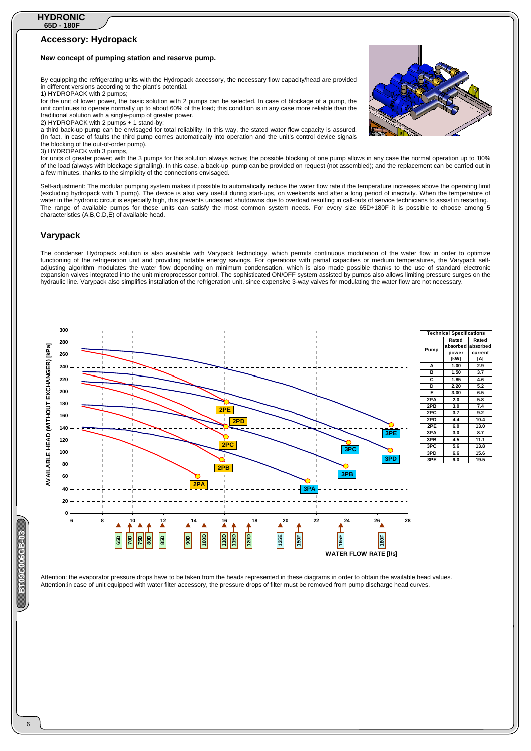## Accessory: Hydropack

### New concept of pumping station and reserve pump.

By equipping the refrigerating units with the Hydropack accessory, the necessary flow capacity/head are provided in different versions according to the plant's potential.

1) HYDROPACK with 2 pumps;

for the unit of lower power, the basic solution with 2 pumps can be selected. In case of blockage of a pump, the unit continues to operate normally up to about 60% of the load; this condition is in any case more reliable than the traditional solution with a single-pump of greater power.

2) HYDROPACK with 2 pumps + 1 stand-by;

a third back-up pump can be envisaged for total reliability. In this way, the stated water flow capacity is assured. (In fact, in case of faults the third pump comes automatically into operation and the unit's control device signals the blocking of the out-of-order pump).

3) HYDROPACK with 3 pumps,

for units of greater power; with the 3 pumps for this solution always active; the possible blocking of one pump allows in any case the normal operation up to '80% of the load (always with blockage signalling). In this case, a back-up pump can be provided on request (not assembled); and the replacement can be carried out in a few minutes, thanks to the simplicity of the connections envisaged.

Self-adjustment: The modular pumping system makes it possible to automatically reduce the water flow rate if the temperature increases above the operating limit (excluding hydropack with 1 pump). The device is also very useful during start-ups, on weekends and after a long period of inactivity. When the temperature of water in the hydronic circuit is especially high, this prevents undesired shutdowns due to overload resulting in call-outs of service technicians to assist in restarting. The range of available pumps for these units can satisfy the most common system needs. For every size 65D÷180F it is possible to choose among 5 characteristics (A,B,C,D,E) of available head.

## Varypack

The condenser Hydropack solution is also available with Varypack technology, which permits continuous modulation of the water flow in order to optimize functioning of the refrigeration unit and providing notable energy savings. For operations with partial capacities or medium temperatures, the Varypack self-adjusting algorithm modulates the water flow depending on minimum condensation, which is also made possible thanks to the use of standard electronic expansion valves integrated into the unit microprocessor control. The sophisticated ON/OFF system assisted by pumps also allows limiting pressure surges on the hydraulic line. Varypack also simplifies installation of the refrigeration unit, since expensive 3-way valves for modulating the water flow are not necessary.

| Technical Specifications | | |
|---|---|---|
| Pump | Rated absorbed power [kW] | Rated absorbed current [A] |
| A | 1.00 | 2.9 |
| B | 1.50 | 3.7 |
| C | 1.85 | 4.6 |
| D | 2.20 | 5.2 |
| E | 3.00 | 6.5 |
| 2PA | 2.0 | 5.8 |
| 2PB | 3.0 | 7.4 |
| 2PC | 3.7 | 9.2 |
| 2PD | 4.4 | 10.4 |
| 2PE | 6.0 | 13.0 |
| 3PA | 3.0 | 8.7 |
| 3PB | 4.5 | 11.1 |
| 3PC | 5.6 | 13.8 |
| 3PD | 6.6 | 15.6 |
| 3PE | 9.0 | 19.5 |

Attention: the evaporator pressure drops have to be taken from the heads represented in these diagrams in order to obtain the available head values.
Attention:in case of unit equipped with water filter accessory, the pressure drops of filter must be removed from pump discharge head curves.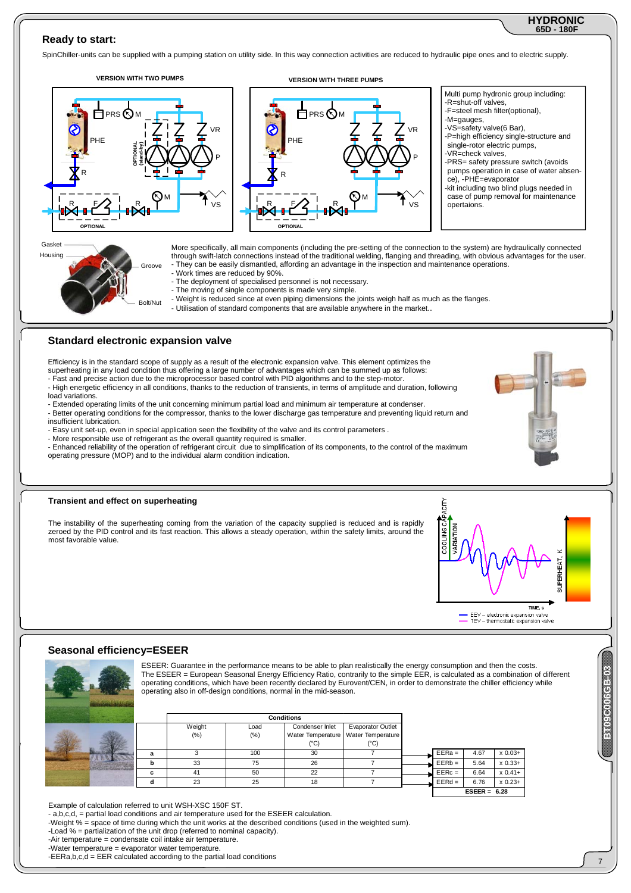## Ready to start:

SpinChiller-units can be supplied with a pumping station on utility side. In this way connection activities are reduced to hydraulic pipe ones and to electric supply.

**VERSION WITH TWO PUMPS**

**VERSION WITH THREE PUMPS**

Multi pump hydronic group including:
- -R=shut-off valves,
- -F=steel mesh filter(optional),
- -M=gauges,
- -VS=safety valve(6 Bar),
- -P=high efficiency single-structure and single-rotor electric pumps,
- -VR=check valves,
- -PRS= safety pressure switch (avoids pumps operation in case of water absence), -PHE=evaporator
- -kit including two blind plugs needed in case of pump removal for maintenance opertaions.

More specifically, all main components (including the pre-setting of the connection to the system) are hydraulically connected through swift-latch connections instead of the traditional welding, flanging and threading, with obvious advantages for the user.
- They can be easily dismantled, affording an advantage in the inspection and maintenance operations.
- Work times are reduced by 90%.
- The deployment of specialised personnel is not necessary.
- The moving of single components is made very simple.
- Weight is reduced since at even piping dimensions the joints weigh half as much as the flanges.
- Utilisation of standard components that are available anywhere in the market..

## Standard electronic expansion valve

Efficiency is in the standard scope of supply as a result of the electronic expansion valve. This element optimizes the superheating in any load condition thus offering a large number of advantages which can be summed up as follows:
- Fast and precise action due to the microprocessor based control with PID algorithms and to the step-motor.
- High energetic efficiency in all conditions, thanks to the reduction of transients, in terms of amplitude and duration, following load variations.
- Extended operating limits of the unit concerning minimum partial load and minimum air temperature at condenser.
- Better operating conditions for the compressor, thanks to the lower discharge gas temperature and preventing liquid return and insufficient lubrication.
- Easy unit set-up, even in special application seen the flexibility of the valve and its control parameters .
- More responsible use of refrigerant as the overall quantity required is smaller.
- Enhanced reliability of the operation of refrigerant circuit due to simplification of its components, to the control of the maximum operating pressure (MOP) and to the individual alarm condition indication.

### Transient and effect on superheating

The instability of the superheating coming from the variation of the capacity supplied is reduced and is rapidly zeroed by the PID control and its fast reaction. This allows a steady operation, within the safety limits, around the most favorable value.

EEV – electronic expansion valve
TEV – thermostatic expansion valve

## Seasonal efficiency=ESEER

ESEER: Guarantee in the performance means to be able to plan realistically the energy consumption and then the costs. The ESEER = European Seasonal Energy Efficiency Ratio, contrarily to the simple EER, is calculated as a combination of different operating conditions, which have been recently declared by Eurovent/CEN, in order to demonstrate the chiller efficiency while operating also in off-design conditions, normal in the mid-season.

| | Conditions | | | | | | |
|---|---|---|---|---|---|---|---|
| | Weight (%) | Load (%) | Condenser Inlet Water Temperature (°C) | Evaporator Outlet Water Temperature (°C) | | | |
| a | 3 | 100 | 30 | 7 | EERa = | 4.67 | x 0.03+ |
| b | 33 | 75 | 26 | 7 | EERb = | 5.64 | x 0.33+ |
| c | 41 | 50 | 22 | 7 | EERc = | 6.64 | x 0.41+ |
| d | 23 | 25 | 18 | 7 | EERd = | 6.76 | x 0.23+ |
| | | | | | **ESEER =** | **6.28** | |

Example of calculation referred to unit WSH-XSC 150F ST.
- a,b,c,d, = partial load conditions and air temperature used for the ESEER calculation.
- -Weight % = space of time during which the unit works at the described conditions (used in the weighted sum).
- -Load % = partialization of the unit drop (referred to nominal capacity).
- -Air temperature = condensate coil intake air temperature.
- -Water temperature = evaporator water temperature.
- -EERa,b,c,d = EER calculated according to the partial load conditions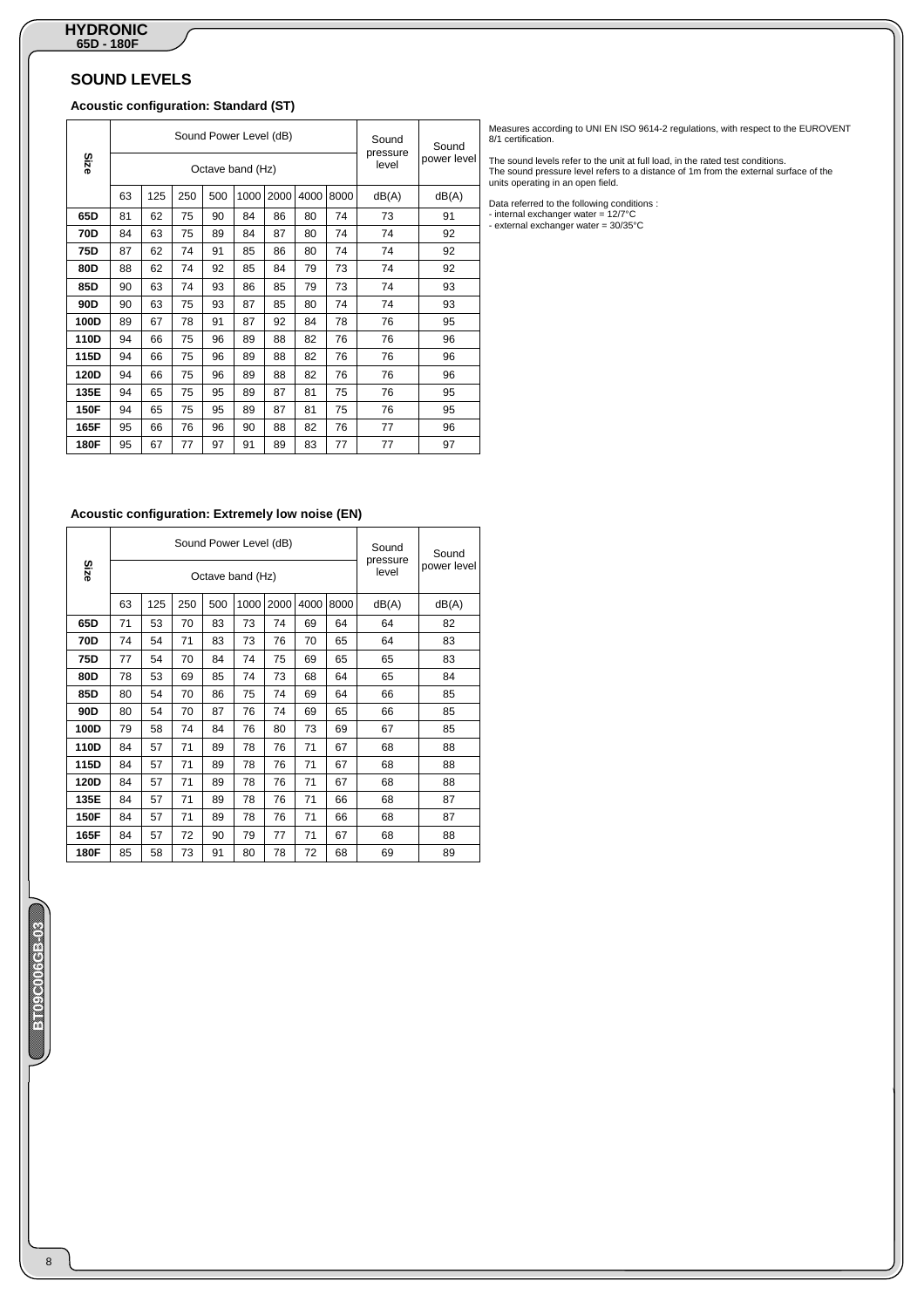## SOUND LEVELS

### Acoustic configuration: Standard (ST)

| Size | Sound Power Level (dB) | | | | | | | | Sound pressure level | Sound power level |
|---|---|---|---|---|---|---|---|---|---|---|
| | Octave band (Hz) | | | | | | | | | |
| | 63 | 125 | 250 | 500 | 1000 | 2000 | 4000 | 8000 | dB(A) | dB(A) |
| **65D** | 81 | 62 | 75 | 90 | 84 | 86 | 80 | 74 | 73 | 91 |
| **70D** | 84 | 63 | 75 | 89 | 84 | 87 | 80 | 74 | 74 | 92 |
| **75D** | 87 | 62 | 74 | 91 | 85 | 86 | 80 | 74 | 74 | 92 |
| **80D** | 88 | 62 | 74 | 92 | 85 | 84 | 79 | 73 | 74 | 92 |
| **85D** | 90 | 63 | 74 | 93 | 86 | 85 | 79 | 73 | 74 | 93 |
| **90D** | 90 | 63 | 75 | 93 | 87 | 85 | 80 | 74 | 74 | 93 |
| **100D** | 89 | 67 | 78 | 91 | 87 | 92 | 84 | 78 | 76 | 95 |
| **110D** | 94 | 66 | 75 | 96 | 89 | 88 | 82 | 76 | 76 | 96 |
| **115D** | 94 | 66 | 75 | 96 | 89 | 88 | 82 | 76 | 76 | 96 |
| **120D** | 94 | 66 | 75 | 96 | 89 | 88 | 82 | 76 | 76 | 96 |
| **135E** | 94 | 65 | 75 | 95 | 89 | 87 | 81 | 75 | 76 | 95 |
| **150F** | 94 | 65 | 75 | 95 | 89 | 87 | 81 | 75 | 76 | 95 |
| **165F** | 95 | 66 | 76 | 96 | 90 | 88 | 82 | 76 | 77 | 96 |
| **180F** | 95 | 67 | 77 | 97 | 91 | 89 | 83 | 77 | 77 | 97 |

Measures according to UNI EN ISO 9614-2 regulations, with respect to the EUROVENT 8/1 certification.

The sound levels refer to the unit at full load, in the rated test conditions.
The sound pressure level refers to a distance of 1m from the external surface of the units operating in an open field.

Data referred to the following conditions :
- internal exchanger water = 12/7°C
- external exchanger water = 30/35°C

### Acoustic configuration: Extremely low noise (EN)

| Size | Sound Power Level (dB) | | | | | | | | Sound pressure level | Sound power level |
|---|---|---|---|---|---|---|---|---|---|---|
| | Octave band (Hz) | | | | | | | | | |
| | 63 | 125 | 250 | 500 | 1000 | 2000 | 4000 | 8000 | dB(A) | dB(A) |
| **65D** | 71 | 53 | 70 | 83 | 73 | 74 | 69 | 64 | 64 | 82 |
| **70D** | 74 | 54 | 71 | 83 | 73 | 76 | 70 | 65 | 64 | 83 |
| **75D** | 77 | 54 | 70 | 84 | 74 | 75 | 69 | 65 | 65 | 83 |
| **80D** | 78 | 53 | 69 | 85 | 74 | 73 | 68 | 64 | 65 | 84 |
| **85D** | 80 | 54 | 70 | 86 | 75 | 74 | 69 | 64 | 66 | 85 |
| **90D** | 80 | 54 | 70 | 87 | 76 | 74 | 69 | 65 | 66 | 85 |
| **100D** | 79 | 58 | 74 | 84 | 76 | 80 | 73 | 69 | 67 | 85 |
| **110D** | 84 | 57 | 71 | 89 | 78 | 76 | 71 | 67 | 68 | 88 |
| **115D** | 84 | 57 | 71 | 89 | 78 | 76 | 71 | 67 | 68 | 88 |
| **120D** | 84 | 57 | 71 | 89 | 78 | 76 | 71 | 67 | 68 | 88 |
| **135E** | 84 | 57 | 71 | 89 | 78 | 76 | 71 | 66 | 68 | 87 |
| **150F** | 84 | 57 | 71 | 89 | 78 | 76 | 71 | 66 | 68 | 87 |
| **165F** | 84 | 57 | 72 | 90 | 79 | 77 | 71 | 67 | 68 | 88 |
| **180F** | 85 | 58 | 73 | 91 | 80 | 78 | 72 | 68 | 69 | 89 |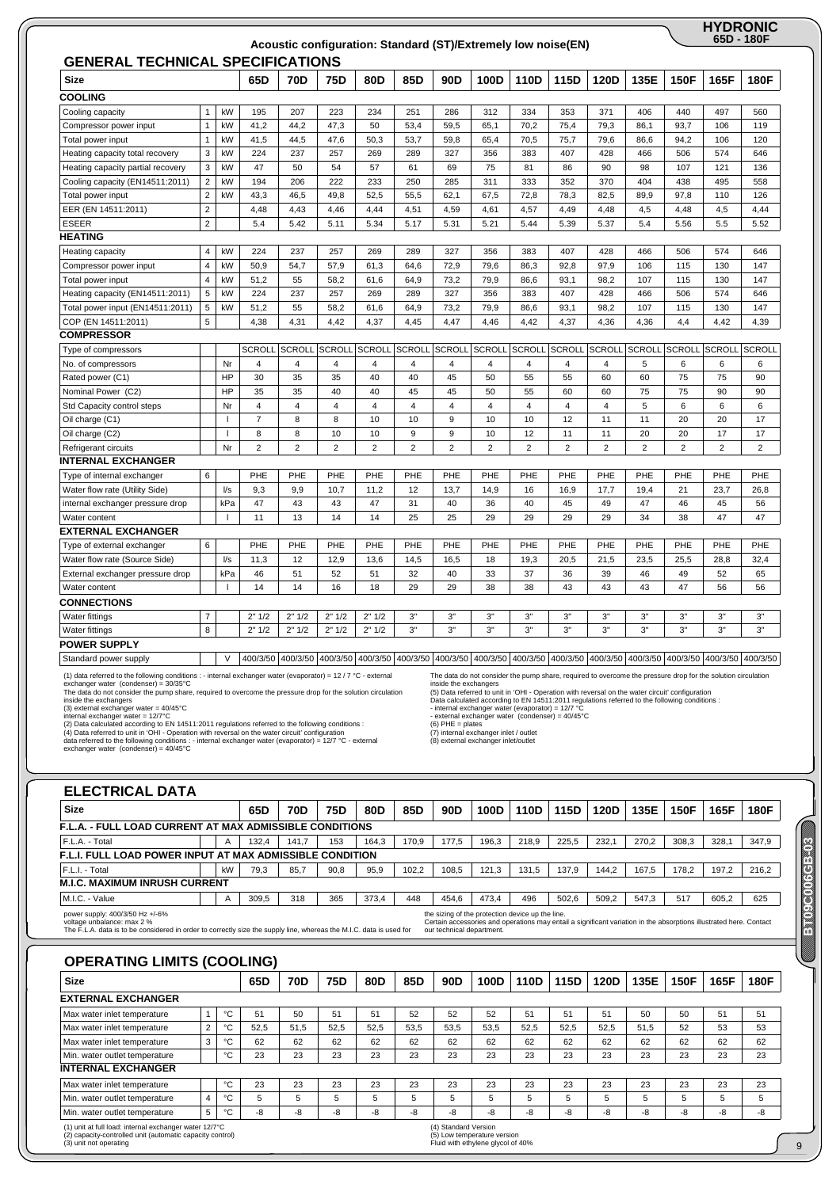HYDRONIC 65D - 180F

Acoustic configuration: Standard (ST)/Extremely low noise(EN)

## GENERAL TECHNICAL SPECIFICATIONS

| Size | | | 65D | 70D | 75D | 80D | 85D | 90D | 100D | 110D | 115D | 120D | 135E | 150F | 165F | 180F |
|---|---|---|---|---|---|---|---|---|---|---|---|---|---|---|---|---|
| **COOLING** | | | | | | | | | | | | | | | | |
| Cooling capacity | 1 | kW | 195 | 207 | 223 | 234 | 251 | 286 | 312 | 334 | 353 | 371 | 406 | 440 | 497 | 560 |
| Compressor power input | 1 | kW | 41,2 | 44,2 | 47,3 | 50 | 53,4 | 59,5 | 65,1 | 70,2 | 75,4 | 79,3 | 86,1 | 93,7 | 106 | 119 |
| Total power input | 1 | kW | 41,5 | 44,5 | 47,6 | 50,3 | 53,7 | 59,8 | 65,4 | 70,5 | 75,7 | 79,6 | 86,6 | 94,2 | 106 | 120 |
| Heating capacity total recovery | 3 | kW | 224 | 237 | 257 | 269 | 289 | 327 | 356 | 383 | 407 | 428 | 466 | 506 | 574 | 646 |
| Heating capacity partial recovery | 3 | kW | 47 | 50 | 54 | 57 | 61 | 69 | 75 | 81 | 86 | 90 | 98 | 107 | 121 | 136 |
| Cooling capacity (EN14511:2011) | 2 | kW | 194 | 206 | 222 | 233 | 250 | 285 | 311 | 333 | 352 | 370 | 404 | 438 | 495 | 558 |
| Total power input | 2 | kW | 43,3 | 46,5 | 49,8 | 52,5 | 55,5 | 62,1 | 67,5 | 72,8 | 78,3 | 82,5 | 89,9 | 97,8 | 110 | 126 |
| EER (EN 14511:2011) | 2 | | 4,48 | 4,43 | 4,46 | 4,44 | 4,51 | 4,59 | 4,61 | 4,57 | 4,49 | 4,48 | 4,5 | 4,48 | 4,5 | 4,44 |
| ESEER | 2 | | 5.4 | 5.42 | 5.11 | 5.34 | 5.17 | 5.31 | 5.21 | 5.44 | 5.39 | 5.37 | 5.4 | 5.56 | 5.5 | 5.52 |
| **HEATING** | | | | | | | | | | | | | | | | |
| Heating capacity | 4 | kW | 224 | 237 | 257 | 269 | 289 | 327 | 356 | 383 | 407 | 428 | 466 | 506 | 574 | 646 |
| Compressor power input | 4 | kW | 50,9 | 54,7 | 57,9 | 61,3 | 64,6 | 72,9 | 79,6 | 86,3 | 92,8 | 97,9 | 106 | 115 | 130 | 147 |
| Total power input | 4 | kW | 51,2 | 55 | 58,2 | 61,6 | 64,9 | 73,2 | 79,9 | 86,6 | 93,1 | 98,2 | 107 | 115 | 130 | 147 |
| Heating capacity (EN14511:2011) | 5 | kW | 224 | 237 | 257 | 269 | 289 | 327 | 356 | 383 | 407 | 428 | 466 | 506 | 574 | 646 |
| Total power input (EN14511:2011) | 5 | kW | 51,2 | 55 | 58,2 | 61,6 | 64,9 | 73,2 | 79,9 | 86,6 | 93,1 | 98,2 | 107 | 115 | 130 | 147 |
| COP (EN 14511:2011) | 5 | | 4,38 | 4,31 | 4,42 | 4,37 | 4,45 | 4,47 | 4,46 | 4,42 | 4,37 | 4,36 | 4,36 | 4,4 | 4,42 | 4,39 |
| **COMPRESSOR** | | | | | | | | | | | | | | | | |
| Type of compressors | | | SCROLL | SCROLL | SCROLL | SCROLL | SCROLL | SCROLL | SCROLL | SCROLL | SCROLL | SCROLL | SCROLL | SCROLL | SCROLL | SCROLL |
| No. of compressors | | Nr | 4 | 4 | 4 | 4 | 4 | 4 | 4 | 4 | 4 | 4 | 5 | 6 | 6 | 6 |
| Rated power (C1) | | HP | 30 | 35 | 35 | 40 | 40 | 45 | 50 | 55 | 55 | 60 | 60 | 75 | 75 | 90 |
| Nominal Power (C2) | | HP | 35 | 35 | 40 | 40 | 45 | 45 | 50 | 55 | 60 | 60 | 75 | 75 | 90 | 90 |
| Std Capacity control steps | | Nr | 4 | 4 | 4 | 4 | 4 | 4 | 4 | 4 | 4 | 4 | 5 | 6 | 6 | 6 |
| Oil charge (C1) | | l | 7 | 8 | 8 | 10 | 10 | 9 | 10 | 10 | 12 | 11 | 11 | 20 | 20 | 17 |
| Oil charge (C2) | | l | 8 | 8 | 10 | 10 | 9 | 9 | 10 | 12 | 11 | 11 | 20 | 20 | 17 | 17 |
| Refrigerant circuits | | Nr | 2 | 2 | 2 | 2 | 2 | 2 | 2 | 2 | 2 | 2 | 2 | 2 | 2 | 2 |
| **INTERNAL EXCHANGER** | | | | | | | | | | | | | | | | |
| Type of internal exchanger | 6 | | PHE | PHE | PHE | PHE | PHE | PHE | PHE | PHE | PHE | PHE | PHE | PHE | PHE | PHE |
| Water flow rate (Utility Side) | | l/s | 9,3 | 9,9 | 10,7 | 11,2 | 12 | 13,7 | 14,9 | 16 | 16,9 | 17,7 | 19,4 | 21 | 23,7 | 26,8 |
| internal exchanger pressure drop | | kPa | 47 | 43 | 43 | 47 | 31 | 40 | 36 | 40 | 45 | 49 | 47 | 46 | 45 | 56 |
| Water content | | l | 11 | 13 | 14 | 14 | 25 | 25 | 29 | 29 | 29 | 29 | 34 | 38 | 47 | 47 |
| **EXTERNAL EXCHANGER** | | | | | | | | | | | | | | | | |
| Type of external exchanger | 6 | | PHE | PHE | PHE | PHE | PHE | PHE | PHE | PHE | PHE | PHE | PHE | PHE | PHE | PHE |
| Water flow rate (Source Side) | | l/s | 11,3 | 12 | 12,9 | 13,6 | 14,5 | 16,5 | 18 | 19,3 | 20,5 | 21,5 | 23,5 | 25,5 | 28,8 | 32,4 |
| External exchanger pressure drop | | kPa | 46 | 51 | 52 | 51 | 32 | 40 | 33 | 37 | 36 | 39 | 46 | 49 | 52 | 65 |
| Water content | | l | 14 | 14 | 16 | 18 | 29 | 29 | 38 | 38 | 43 | 43 | 43 | 47 | 56 | 56 |
| **CONNECTIONS** | | | | | | | | | | | | | | | | |
| Water fittings | 7 | | 2" 1/2 | 2" 1/2 | 2" 1/2 | 2" 1/2 | 3" | 3" | 3" | 3" | 3" | 3" | 3" | 3" | 3" | 3" |
| Water fittings | 8 | | 2" 1/2 | 2" 1/2 | 2" 1/2 | 2" 1/2 | 3" | 3" | 3" | 3" | 3" | 3" | 3" | 3" | 3" | 3" |
| **POWER SUPPLY** | | | | | | | | | | | | | | | | |
| Standard power supply | | V | 400/3/50 | 400/3/50 | 400/3/50 | 400/3/50 | 400/3/50 | 400/3/50 | 400/3/50 | 400/3/50 | 400/3/50 | 400/3/50 | 400/3/50 | 400/3/50 | 400/3/50 | 400/3/50 |

(1) data referred to the following conditions : - internal exchanger water (evaporator) = 12 / 7 °C - external exchanger water (condenser) = 30/35°C
The data do not consider the pump share, required to overcome the pressure drop for the solution circulation inside the exchangers
(3) external exchanger water = 40/45°C
internal exchanger water = 12/7°C
(2) Data calculated according to EN 14511:2011 regulations referred to the following conditions :
(4) Data referred to unit in 'OHI - Operation with reversal on the water circuit' configuration
data referred to the following conditions : - internal exchanger water (evaporator) = 12/7 °C - external exchanger water (condenser) = 40/45°C

The data do not consider the pump share, required to overcome the pressure drop for the solution circulation inside the exchangers
(5) Data referred to unit in 'OHI - Operation with reversal on the water circuit' configuration
Data calculated according to EN 14511:2011 regulations referred to the following conditions :
- internal exchanger water (evaporator) = 12/7 °C
- external exchanger water (condenser) = 40/45°C
(6) PHE = plates
(7) internal exchanger inlet / outlet
(8) external exchanger inlet/outlet

## ELECTRICAL DATA

| Size | | | 65D | 70D | 75D | 80D | 85D | 90D | 100D | 110D | 115D | 120D | 135E | 150F | 165F | 180F |
|---|---|---|---|---|---|---|---|---|---|---|---|---|---|---|---|---|
| **F.L.A. - FULL LOAD CURRENT AT MAX ADMISSIBLE CONDITIONS** | | | | | | | | | | | | | | | | |
| F.L.A. - Total | | A | 132,4 | 141,7 | 153 | 164,3 | 170,9 | 177,5 | 196,3 | 218,9 | 225,5 | 232,1 | 270,2 | 308,3 | 328,1 | 347,9 |
| **F.L.I. FULL LOAD POWER INPUT AT MAX ADMISSIBLE CONDITION** | | | | | | | | | | | | | | | | |
| F.L.I. - Total | | kW | 79,3 | 85,7 | 90,8 | 95,9 | 102,2 | 108,5 | 121,3 | 131,5 | 137,9 | 144,2 | 167,5 | 178,2 | 197,2 | 216,2 |
| **M.I.C. MAXIMUM INRUSH CURRENT** | | | | | | | | | | | | | | | | |
| M.I.C. - Value | | A | 309,5 | 318 | 365 | 373,4 | 448 | 454,6 | 473,4 | 496 | 502,6 | 509,2 | 547,3 | 517 | 605,2 | 625 |

power supply: 400/3/50 Hz +/-6%
voltage unbalance: max 2 %
The F.L.A. data is to be considered in order to correctly size the supply line, whereas the M.I.C. data is used for the sizing of the protection device up the line.
Certain accessories and operations may entail a significant variation in the absorptions illustrated here. Contact our technical department.

## OPERATING LIMITS (COOLING)

| Size | | | 65D | 70D | 75D | 80D | 85D | 90D | 100D | 110D | 115D | 120D | 135E | 150F | 165F | 180F |
|---|---|---|---|---|---|---|---|---|---|---|---|---|---|---|---|---|
| **EXTERNAL EXCHANGER** | | | | | | | | | | | | | | | | |
| Max water inlet temperature | 1 | °C | 51 | 50 | 51 | 51 | 52 | 52 | 52 | 51 | 51 | 51 | 50 | 50 | 51 | 51 |
| Max water inlet temperature | 2 | °C | 52,5 | 51,5 | 52,5 | 52,5 | 53,5 | 53,5 | 53,5 | 52,5 | 52,5 | 52,5 | 51,5 | 52 | 53 | 53 |
| Max water inlet temperature | 3 | °C | 62 | 62 | 62 | 62 | 62 | 62 | 62 | 62 | 62 | 62 | 62 | 62 | 62 | 62 |
| Min. water outlet temperature | | °C | 23 | 23 | 23 | 23 | 23 | 23 | 23 | 23 | 23 | 23 | 23 | 23 | 23 | 23 |
| **INTERNAL EXCHANGER** | | | | | | | | | | | | | | | | |
| Max water inlet temperature | | °C | 23 | 23 | 23 | 23 | 23 | 23 | 23 | 23 | 23 | 23 | 23 | 23 | 23 | 23 |
| Min. water outlet temperature | 4 | °C | 5 | 5 | 5 | 5 | 5 | 5 | 5 | 5 | 5 | 5 | 5 | 5 | 5 | 5 |
| Min. water outlet temperature | 5 | °C | -8 | -8 | -8 | -8 | -8 | -8 | -8 | -8 | -8 | -8 | -8 | -8 | -8 | -8 |

(1) unit at full load: internal exchanger water 12/7°C
(2) capacity-controlled unit (automatic capacity control)
(3) unit not operating
(4) Standard Version
(5) Low temperature version
Fluid with ethylene glycol of 40%

BT09C006GB-03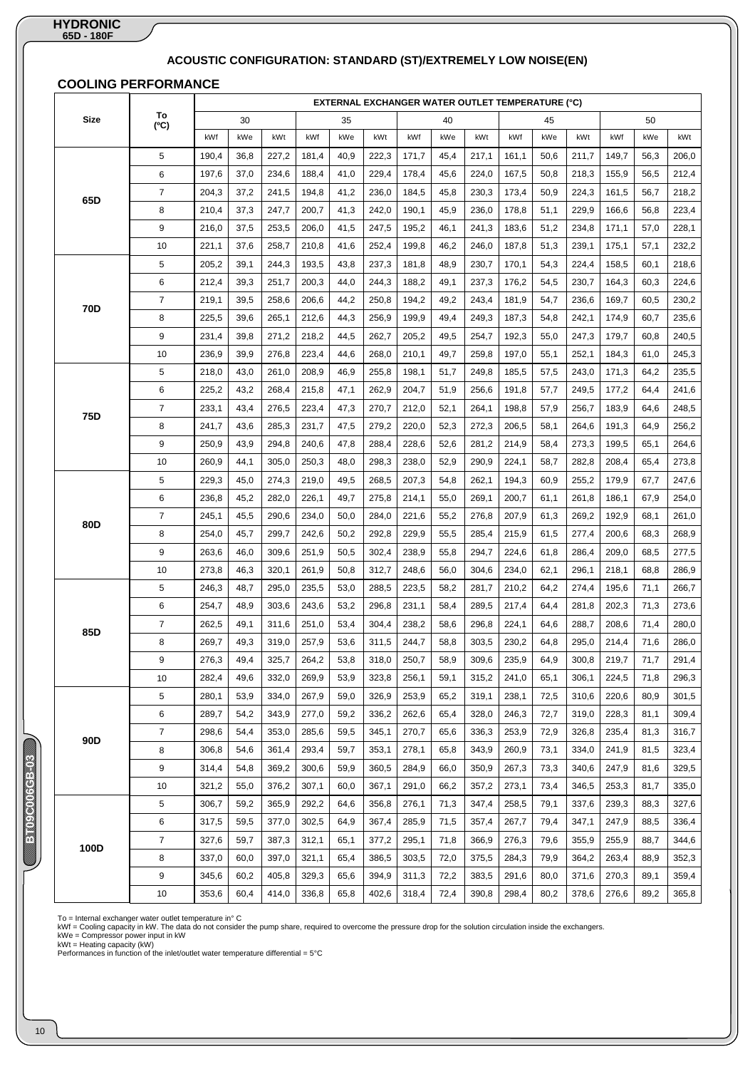## ACOUSTIC CONFIGURATION: STANDARD (ST)/EXTREMELY LOW NOISE(EN)

### COOLING PERFORMANCE

| Size | To (ºC) | EXTERNAL EXCHANGER WATER OUTLET TEMPERATURE (°C) | | | | | | | | | | | | | | |
|---|---|---|---|---|---|---|---|---|---|---|---|---|---|---|---|---|
| | | 30 | | | 35 | | | 40 | | | 45 | | | 50 | | |
| | | kWf | kWe | kWt | kWf | kWe | kWt | kWf | kWe | kWt | kWf | kWe | kWt | kWf | kWe | kWt |
| 65D | 5 | 190,4 | 36,8 | 227,2 | 181,4 | 40,9 | 222,3 | 171,7 | 45,4 | 217,1 | 161,1 | 50,6 | 211,7 | 149,7 | 56,3 | 206,0 |
| | 6 | 197,6 | 37,0 | 234,6 | 188,4 | 41,0 | 229,4 | 178,4 | 45,6 | 224,0 | 167,5 | 50,8 | 218,3 | 155,9 | 56,5 | 212,4 |
| | 7 | 204,3 | 37,2 | 241,5 | 194,8 | 41,2 | 236,0 | 184,5 | 45,8 | 230,3 | 173,4 | 50,9 | 224,3 | 161,5 | 56,7 | 218,2 |
| | 8 | 210,4 | 37,3 | 247,7 | 200,7 | 41,3 | 242,0 | 190,1 | 45,9 | 236,0 | 178,8 | 51,1 | 229,9 | 166,6 | 56,8 | 223,4 |
| | 9 | 216,0 | 37,5 | 253,5 | 206,0 | 41,5 | 247,5 | 195,2 | 46,1 | 241,3 | 183,6 | 51,2 | 234,8 | 171,1 | 57,0 | 228,1 |
| | 10 | 221,1 | 37,6 | 258,7 | 210,8 | 41,6 | 252,4 | 199,8 | 46,2 | 246,0 | 187,8 | 51,3 | 239,1 | 175,1 | 57,1 | 232,2 |
| 70D | 5 | 205,2 | 39,1 | 244,3 | 193,5 | 43,8 | 237,3 | 181,8 | 48,9 | 230,7 | 170,1 | 54,3 | 224,4 | 158,5 | 60,1 | 218,6 |
| | 6 | 212,4 | 39,3 | 251,7 | 200,3 | 44,0 | 244,3 | 188,2 | 49,1 | 237,3 | 176,2 | 54,5 | 230,7 | 164,3 | 60,3 | 224,6 |
| | 7 | 219,1 | 39,5 | 258,6 | 206,6 | 44,2 | 250,8 | 194,2 | 49,2 | 243,4 | 181,9 | 54,7 | 236,6 | 169,7 | 60,5 | 230,2 |
| | 8 | 225,5 | 39,6 | 265,1 | 212,6 | 44,3 | 256,9 | 199,9 | 49,4 | 249,3 | 187,3 | 54,8 | 242,1 | 174,9 | 60,7 | 235,6 |
| | 9 | 231,4 | 39,8 | 271,2 | 218,2 | 44,5 | 262,7 | 205,2 | 49,5 | 254,7 | 192,3 | 55,0 | 247,3 | 179,7 | 60,8 | 240,5 |
| | 10 | 236,9 | 39,9 | 276,8 | 223,4 | 44,6 | 268,0 | 210,1 | 49,7 | 259,8 | 197,0 | 55,1 | 252,1 | 184,3 | 61,0 | 245,3 |
| 75D | 5 | 218,0 | 43,0 | 261,0 | 208,9 | 46,9 | 255,8 | 198,1 | 51,7 | 249,8 | 185,5 | 57,5 | 243,0 | 171,3 | 64,2 | 235,5 |
| | 6 | 225,2 | 43,2 | 268,4 | 215,8 | 47,1 | 262,9 | 204,7 | 51,9 | 256,6 | 191,8 | 57,7 | 249,5 | 177,2 | 64,4 | 241,6 |
| | 7 | 233,1 | 43,4 | 276,5 | 223,4 | 47,3 | 270,7 | 212,0 | 52,1 | 264,1 | 198,8 | 57,9 | 256,7 | 183,9 | 64,6 | 248,5 |
| | 8 | 241,7 | 43,6 | 285,3 | 231,7 | 47,5 | 279,2 | 220,0 | 52,3 | 272,3 | 206,5 | 58,1 | 264,6 | 191,3 | 64,9 | 256,2 |
| | 9 | 250,9 | 43,9 | 294,8 | 240,6 | 47,8 | 288,4 | 228,6 | 52,6 | 281,2 | 214,9 | 58,4 | 273,3 | 199,5 | 65,1 | 264,6 |
| | 10 | 260,9 | 44,1 | 305,0 | 250,3 | 48,0 | 298,3 | 238,0 | 52,9 | 290,9 | 224,1 | 58,7 | 282,8 | 208,4 | 65,4 | 273,8 |
| 80D | 5 | 229,3 | 45,0 | 274,3 | 219,0 | 49,5 | 268,5 | 207,3 | 54,8 | 262,1 | 194,3 | 60,9 | 255,2 | 179,9 | 67,7 | 247,6 |
| | 6 | 236,8 | 45,2 | 282,0 | 226,1 | 49,7 | 275,8 | 214,1 | 55,0 | 269,1 | 200,7 | 61,1 | 261,8 | 186,1 | 67,9 | 254,0 |
| | 7 | 245,1 | 45,5 | 290,6 | 234,0 | 50,0 | 284,0 | 221,6 | 55,2 | 276,8 | 207,9 | 61,3 | 269,2 | 192,9 | 68,1 | 261,0 |
| | 8 | 254,0 | 45,7 | 299,7 | 242,6 | 50,2 | 292,8 | 229,9 | 55,5 | 285,4 | 215,9 | 61,5 | 277,4 | 200,6 | 68,3 | 268,9 |
| | 9 | 263,6 | 46,0 | 309,6 | 251,9 | 50,5 | 302,4 | 238,9 | 55,8 | 294,7 | 224,6 | 61,8 | 286,4 | 209,0 | 68,5 | 277,5 |
| | 10 | 273,8 | 46,3 | 320,1 | 261,9 | 50,8 | 312,7 | 248,6 | 56,0 | 304,6 | 234,0 | 62,1 | 296,1 | 218,1 | 68,8 | 286,9 |
| 85D | 5 | 246,3 | 48,7 | 295,0 | 235,5 | 53,0 | 288,5 | 223,5 | 58,2 | 281,7 | 210,2 | 64,2 | 274,4 | 195,6 | 71,1 | 266,7 |
| | 6 | 254,7 | 48,9 | 303,6 | 243,6 | 53,2 | 296,8 | 231,1 | 58,4 | 289,5 | 217,4 | 64,4 | 281,8 | 202,3 | 71,3 | 273,6 |
| | 7 | 262,5 | 49,1 | 311,6 | 251,0 | 53,4 | 304,4 | 238,2 | 58,6 | 296,8 | 224,1 | 64,6 | 288,7 | 208,6 | 71,4 | 280,0 |
| | 8 | 269,7 | 49,3 | 319,0 | 257,9 | 53,6 | 311,5 | 244,7 | 58,8 | 303,5 | 230,2 | 64,8 | 295,0 | 214,4 | 71,6 | 286,0 |
| | 9 | 276,3 | 49,4 | 325,7 | 264,2 | 53,8 | 318,0 | 250,7 | 58,9 | 309,6 | 235,9 | 64,9 | 300,8 | 219,7 | 71,7 | 291,4 |
| | 10 | 282,4 | 49,6 | 332,0 | 269,9 | 53,9 | 323,8 | 256,1 | 59,1 | 315,2 | 241,0 | 65,1 | 306,1 | 224,5 | 71,8 | 296,3 |
| 90D | 5 | 280,1 | 53,9 | 334,0 | 267,9 | 59,0 | 326,9 | 253,9 | 65,2 | 319,1 | 238,1 | 72,5 | 310,6 | 220,6 | 80,9 | 301,5 |
| | 6 | 289,7 | 54,2 | 343,9 | 277,0 | 59,2 | 336,2 | 262,6 | 65,4 | 328,0 | 246,3 | 72,7 | 319,0 | 228,3 | 81,1 | 309,4 |
| | 7 | 298,6 | 54,4 | 353,0 | 285,6 | 59,5 | 345,1 | 270,7 | 65,6 | 336,3 | 253,9 | 72,9 | 326,8 | 235,4 | 81,3 | 316,7 |
| | 8 | 306,8 | 54,6 | 361,4 | 293,4 | 59,7 | 353,1 | 278,1 | 65,8 | 343,9 | 260,9 | 73,1 | 334,0 | 241,9 | 81,5 | 323,4 |
| | 9 | 314,4 | 54,8 | 369,2 | 300,6 | 59,9 | 360,5 | 284,9 | 66,0 | 350,9 | 267,3 | 73,3 | 340,6 | 247,9 | 81,6 | 329,5 |
| | 10 | 321,2 | 55,0 | 376,2 | 307,1 | 60,0 | 367,1 | 291,0 | 66,2 | 357,2 | 273,1 | 73,4 | 346,5 | 253,3 | 81,7 | 335,0 |
| 100D | 5 | 306,7 | 59,2 | 365,9 | 292,2 | 64,6 | 356,8 | 276,1 | 71,3 | 347,4 | 258,5 | 79,1 | 337,6 | 239,3 | 88,3 | 327,6 |
| | 6 | 317,5 | 59,5 | 377,0 | 302,5 | 64,9 | 367,4 | 285,9 | 71,5 | 357,4 | 267,7 | 79,4 | 347,1 | 247,9 | 88,5 | 336,4 |
| | 7 | 327,6 | 59,7 | 387,3 | 312,1 | 65,1 | 377,2 | 295,1 | 71,8 | 366,9 | 276,3 | 79,6 | 355,9 | 255,9 | 88,7 | 344,6 |
| | 8 | 337,0 | 60,0 | 397,0 | 321,1 | 65,4 | 386,5 | 303,5 | 72,0 | 375,5 | 284,3 | 79,9 | 364,2 | 263,4 | 88,9 | 352,3 |
| | 9 | 345,6 | 60,2 | 405,8 | 329,3 | 65,6 | 394,9 | 311,3 | 72,2 | 383,5 | 291,6 | 80,0 | 371,6 | 270,3 | 89,1 | 359,4 |
| | 10 | 353,6 | 60,4 | 414,0 | 336,8 | 65,8 | 402,6 | 318,4 | 72,4 | 390,8 | 298,4 | 80,2 | 378,6 | 276,6 | 89,2 | 365,8 |

To = Internal exchanger water outlet temperature in° C
kWf = Cooling capacity in kW. The data do not consider the pump share, required to overcome the pressure drop for the solution circulation inside the exchangers.
kWe = Compressor power input in kW
kWt = Heating capacity (kW)
Performances in function of the inlet/outlet water temperature differential = 5°C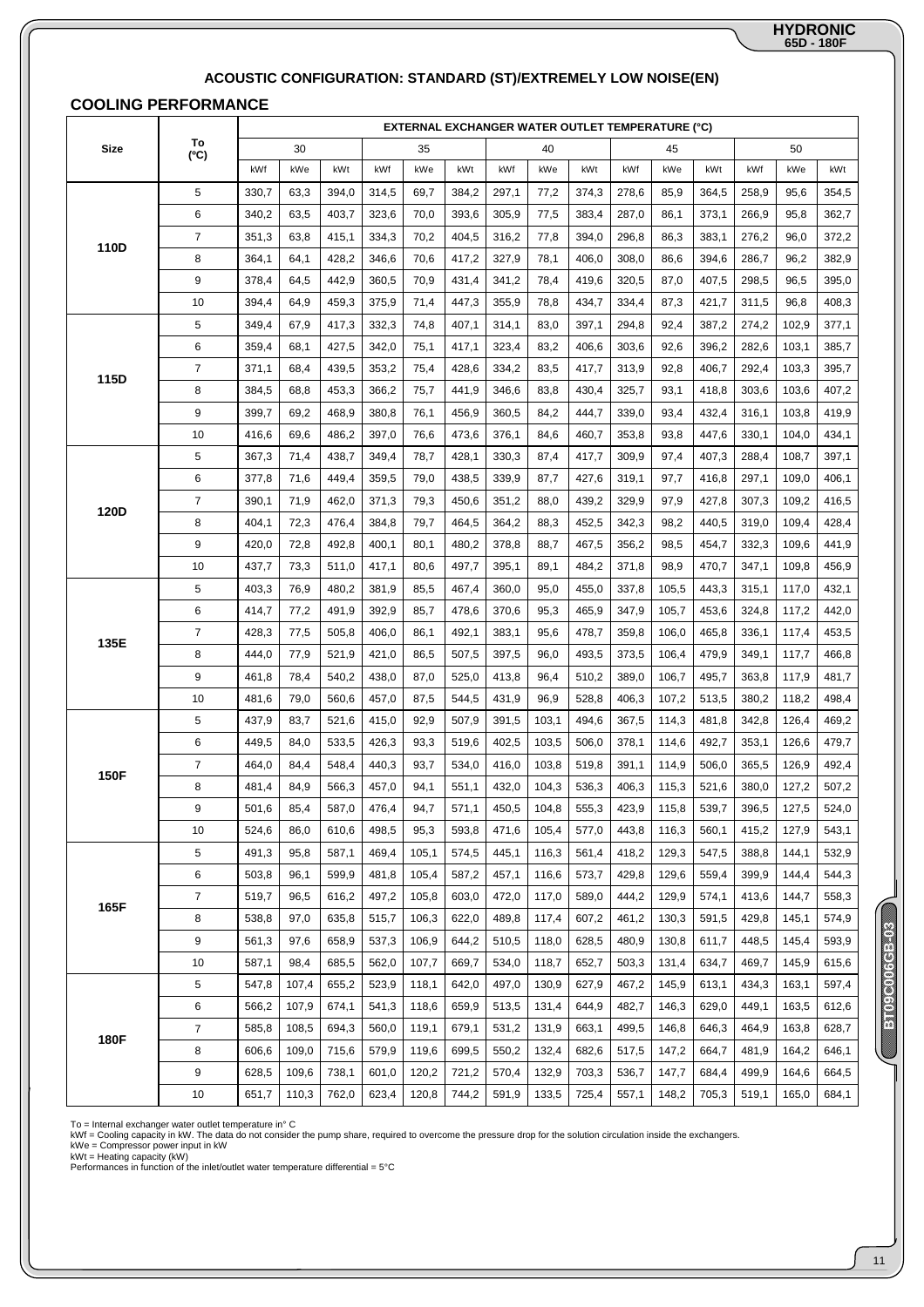**ACOUSTIC CONFIGURATION: STANDARD (ST)/EXTREMELY LOW NOISE(EN)**

## COOLING PERFORMANCE

| Size | To (°C) | EXTERNAL EXCHANGER WATER OUTLET TEMPERATURE (°C) | | | | | | | | | | | | | | |
|---|---|---|---|---|---|---|---|---|---|---|---|---|---|---|---|---|
| | | 30 | | | 35 | | | 40 | | | 45 | | | 50 | | |
| | | kWf | kWe | kWt | kWf | kWe | kWt | kWf | kWe | kWt | kWf | kWe | kWt | kWf | kWe | kWt |
| 110D | 5 | 330,7 | 63,3 | 394,0 | 314,5 | 69,7 | 384,2 | 297,1 | 77,2 | 374,3 | 278,6 | 85,9 | 364,5 | 258,9 | 95,6 | 354,5 |
| | 6 | 340,2 | 63,5 | 403,7 | 323,6 | 70,0 | 393,6 | 305,9 | 77,5 | 383,4 | 287,0 | 86,1 | 373,1 | 266,9 | 95,8 | 362,7 |
| | 7 | 351,3 | 63,8 | 415,1 | 334,3 | 70,2 | 404,5 | 316,2 | 77,8 | 394,0 | 296,8 | 86,3 | 383,1 | 276,2 | 96,0 | 372,2 |
| | 8 | 364,1 | 64,1 | 428,2 | 346,6 | 70,6 | 417,2 | 327,9 | 78,1 | 406,0 | 308,0 | 86,6 | 394,6 | 286,7 | 96,2 | 382,9 |
| | 9 | 378,4 | 64,5 | 442,9 | 360,5 | 70,9 | 431,4 | 341,2 | 78,4 | 419,6 | 320,5 | 87,0 | 407,5 | 298,5 | 96,5 | 395,0 |
| | 10 | 394,4 | 64,9 | 459,3 | 375,9 | 71,4 | 447,3 | 355,9 | 78,8 | 434,7 | 334,4 | 87,3 | 421,7 | 311,5 | 96,8 | 408,3 |
| 115D | 5 | 349,4 | 67,9 | 417,3 | 332,3 | 74,8 | 407,1 | 314,1 | 83,0 | 397,1 | 294,8 | 92,4 | 387,2 | 274,2 | 102,9 | 377,1 |
| | 6 | 359,4 | 68,1 | 427,5 | 342,0 | 75,1 | 417,1 | 323,4 | 83,2 | 406,6 | 303,6 | 92,6 | 396,2 | 282,6 | 103,1 | 385,7 |
| | 7 | 371,1 | 68,4 | 439,5 | 353,2 | 75,4 | 428,6 | 334,2 | 83,5 | 417,7 | 313,9 | 92,8 | 406,7 | 292,4 | 103,3 | 395,7 |
| | 8 | 384,5 | 68,8 | 453,3 | 366,2 | 75,7 | 441,9 | 346,6 | 83,8 | 430,4 | 325,7 | 93,1 | 418,8 | 303,6 | 103,6 | 407,2 |
| | 9 | 399,7 | 69,2 | 468,9 | 380,8 | 76,1 | 456,9 | 360,5 | 84,2 | 444,7 | 339,0 | 93,4 | 432,4 | 316,1 | 103,8 | 419,9 |
| | 10 | 416,6 | 69,6 | 486,2 | 397,0 | 76,6 | 473,6 | 376,1 | 84,6 | 460,7 | 353,8 | 93,8 | 447,6 | 330,1 | 104,0 | 434,1 |
| 120D | 5 | 367,3 | 71,4 | 438,7 | 349,4 | 78,7 | 428,1 | 330,3 | 87,4 | 417,7 | 309,9 | 97,4 | 407,3 | 288,4 | 108,7 | 397,1 |
| | 6 | 377,8 | 71,6 | 449,4 | 359,5 | 79,0 | 438,5 | 339,9 | 87,7 | 427,6 | 319,1 | 97,7 | 416,8 | 297,1 | 109,0 | 406,1 |
| | 7 | 390,1 | 71,9 | 462,0 | 371,3 | 79,3 | 450,6 | 351,2 | 88,0 | 439,2 | 329,9 | 97,9 | 427,8 | 307,3 | 109,2 | 416,5 |
| | 8 | 404,1 | 72,3 | 476,4 | 384,8 | 79,7 | 464,5 | 364,2 | 88,3 | 452,5 | 342,3 | 98,2 | 440,5 | 319,0 | 109,4 | 428,4 |
| | 9 | 420,0 | 72,8 | 492,8 | 400,1 | 80,1 | 480,2 | 378,8 | 88,7 | 467,5 | 356,2 | 98,5 | 454,7 | 332,3 | 109,6 | 441,9 |
| | 10 | 437,7 | 73,3 | 511,0 | 417,1 | 80,6 | 497,7 | 395,1 | 89,1 | 484,2 | 371,8 | 98,9 | 470,7 | 347,1 | 109,8 | 456,9 |
| 135E | 5 | 403,3 | 76,9 | 480,2 | 381,9 | 85,5 | 467,4 | 360,0 | 95,0 | 455,0 | 337,8 | 105,5 | 443,3 | 315,1 | 117,0 | 432,1 |
| | 6 | 414,7 | 77,2 | 491,9 | 392,9 | 85,7 | 478,6 | 370,6 | 95,3 | 465,9 | 347,9 | 105,7 | 453,6 | 324,8 | 117,2 | 442,0 |
| | 7 | 428,3 | 77,5 | 505,8 | 406,0 | 86,1 | 492,1 | 383,1 | 95,6 | 478,7 | 359,8 | 106,0 | 465,8 | 336,1 | 117,4 | 453,5 |
| | 8 | 444,0 | 77,9 | 521,9 | 421,0 | 86,5 | 507,5 | 397,5 | 96,0 | 493,5 | 373,5 | 106,4 | 479,9 | 349,1 | 117,7 | 466,8 |
| | 9 | 461,8 | 78,4 | 540,2 | 438,0 | 87,0 | 525,0 | 413,8 | 96,4 | 510,2 | 389,0 | 106,7 | 495,7 | 363,8 | 117,9 | 481,7 |
| | 10 | 481,6 | 79,0 | 560,6 | 457,0 | 87,5 | 544,5 | 431,9 | 96,9 | 528,8 | 406,3 | 107,2 | 513,5 | 380,2 | 118,2 | 498,4 |
| 150F | 5 | 437,9 | 83,7 | 521,6 | 415,0 | 92,9 | 507,9 | 391,5 | 103,1 | 494,6 | 367,5 | 114,3 | 481,8 | 342,8 | 126,4 | 469,2 |
| | 6 | 449,5 | 84,0 | 533,5 | 426,3 | 93,3 | 519,6 | 402,5 | 103,5 | 506,0 | 378,1 | 114,6 | 492,7 | 353,1 | 126,6 | 479,7 |
| | 7 | 464,0 | 84,4 | 548,4 | 440,3 | 93,7 | 534,0 | 416,0 | 103,8 | 519,8 | 391,1 | 114,9 | 506,0 | 365,5 | 126,9 | 492,4 |
| | 8 | 481,4 | 84,9 | 566,3 | 457,0 | 94,1 | 551,1 | 432,0 | 104,3 | 536,3 | 406,3 | 115,3 | 521,6 | 380,0 | 127,2 | 507,2 |
| | 9 | 501,6 | 85,4 | 587,0 | 476,4 | 94,7 | 571,1 | 450,5 | 104,8 | 555,3 | 423,9 | 115,8 | 539,7 | 396,5 | 127,5 | 524,0 |
| | 10 | 524,6 | 86,0 | 610,6 | 498,5 | 95,3 | 593,8 | 471,6 | 105,4 | 577,0 | 443,8 | 116,3 | 560,1 | 415,2 | 127,9 | 543,1 |
| 165F | 5 | 491,3 | 95,8 | 587,1 | 469,4 | 105,1 | 574,5 | 445,1 | 116,3 | 561,4 | 418,2 | 129,3 | 547,5 | 388,8 | 144,1 | 532,9 |
| | 6 | 503,8 | 96,1 | 599,9 | 481,8 | 105,4 | 587,2 | 457,1 | 116,6 | 573,7 | 429,8 | 129,6 | 559,4 | 399,9 | 144,4 | 544,3 |
| | 7 | 519,7 | 96,5 | 616,2 | 497,2 | 105,8 | 603,0 | 472,0 | 117,0 | 589,0 | 444,2 | 129,9 | 574,1 | 413,6 | 144,7 | 558,3 |
| | 8 | 538,8 | 97,0 | 635,8 | 515,7 | 106,3 | 622,0 | 489,8 | 117,4 | 607,2 | 461,2 | 130,3 | 591,5 | 429,8 | 145,1 | 574,9 |
| | 9 | 561,3 | 97,6 | 658,9 | 537,3 | 106,9 | 644,2 | 510,5 | 118,0 | 628,5 | 480,9 | 130,8 | 611,7 | 448,5 | 145,4 | 593,9 |
| | 10 | 587,1 | 98,4 | 685,5 | 562,0 | 107,7 | 669,7 | 534,0 | 118,7 | 652,7 | 503,3 | 131,4 | 634,7 | 469,7 | 145,9 | 615,6 |
| 180F | 5 | 547,8 | 107,4 | 655,2 | 523,9 | 118,1 | 642,0 | 497,0 | 130,9 | 627,9 | 467,2 | 145,9 | 613,1 | 434,3 | 163,1 | 597,4 |
| | 6 | 566,2 | 107,9 | 674,1 | 541,3 | 118,6 | 659,9 | 513,5 | 131,4 | 644,9 | 482,7 | 146,3 | 629,0 | 449,1 | 163,5 | 612,6 |
| | 7 | 585,8 | 108,5 | 694,3 | 560,0 | 119,1 | 679,1 | 531,2 | 131,9 | 663,1 | 499,5 | 146,8 | 646,3 | 464,9 | 163,8 | 628,7 |
| | 8 | 606,6 | 109,0 | 715,6 | 579,9 | 119,6 | 699,5 | 550,2 | 132,4 | 682,6 | 517,5 | 147,2 | 664,7 | 481,9 | 164,2 | 646,1 |
| | 9 | 628,5 | 109,6 | 738,1 | 601,0 | 120,2 | 721,2 | 570,4 | 132,9 | 703,3 | 536,7 | 147,7 | 684,4 | 499,9 | 164,6 | 664,5 |
| | 10 | 651,7 | 110,3 | 762,0 | 623,4 | 120,8 | 744,2 | 591,9 | 133,5 | 725,4 | 557,1 | 148,2 | 705,3 | 519,1 | 165,0 | 684,1 |

To = Internal exchanger water outlet temperature in° C
kWf = Cooling capacity in kW. The data do not consider the pump share, required to overcome the pressure drop for the solution circulation inside the exchangers.
kWe = Compressor power input in kW
kWt = Heating capacity (kW)
Performances in function of the inlet/outlet water temperature differential = 5°C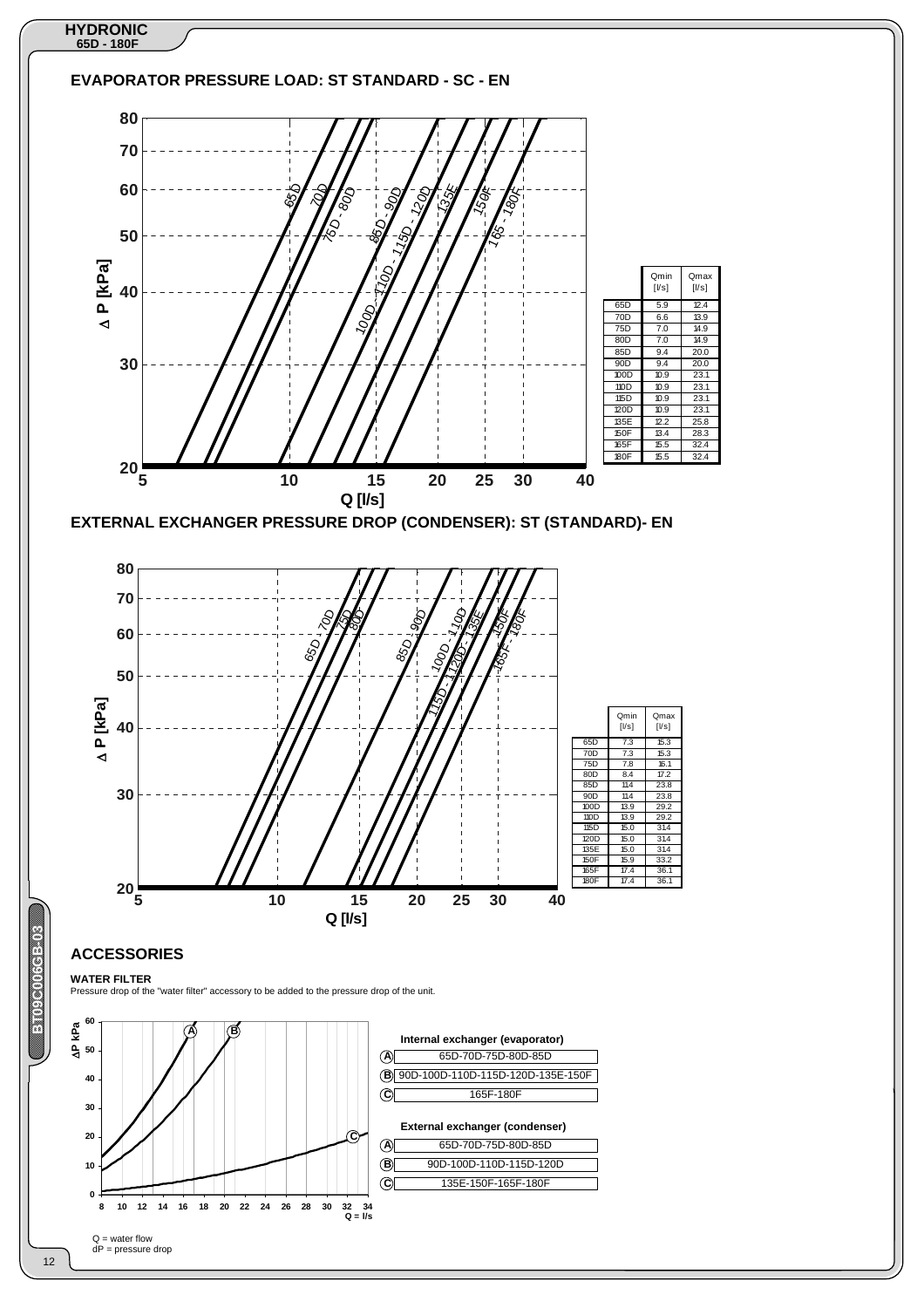## EVAPORATOR PRESSURE LOAD: ST STANDARD - SC - EN

|  | Qmin [l/s] | Qmax [l/s] |
|---|---|---|
| 65D | 5.9 | 12.4 |
| 70D | 6.6 | 13.9 |
| 75D | 7.0 | 14.9 |
| 80D | 7.0 | 14.9 |
| 85D | 9.4 | 20.0 |
| 90D | 9.4 | 20.0 |
| 100D | 10.9 | 23.1 |
| 110D | 10.9 | 23.1 |
| 115D | 10.9 | 23.1 |
| 120D | 10.9 | 23.1 |
| 135E | 12.2 | 25.8 |
| 150F | 13.4 | 28.3 |
| 165F | 15.5 | 32.4 |
| 180F | 15.5 | 32.4 |

## EXTERNAL EXCHANGER PRESSURE DROP (CONDENSER): ST (STANDARD)- EN

|  | Qmin [l/s] | Qmax [l/s] |
|---|---|---|
| 65D | 7.3 | 15.3 |
| 70D | 7.3 | 15.3 |
| 75D | 7.8 | 16.1 |
| 80D | 8.4 | 17.2 |
| 85D | 11.4 | 23.8 |
| 90D | 11.4 | 23.8 |
| 100D | 13.9 | 29.2 |
| 110D | 13.9 | 29.2 |
| 115D | 15.0 | 31.4 |
| 120D | 15.0 | 31.4 |
| 135E | 15.0 | 31.4 |
| 150F | 15.9 | 33.2 |
| 165F | 17.4 | 36.1 |
| 180F | 17.4 | 36.1 |

## ACCESSORIES

**WATER FILTER**

Pressure drop of the "water filter" accessory to be added to the pressure drop of the unit.

**Internal exchanger (evaporator)**

- (A) 65D-70D-75D-80D-85D
- (B) 90D-100D-110D-115D-120D-135E-150F
- (C) 165F-180F

**External exchanger (condenser)**

- (A) 65D-70D-75D-80D-85D
- (B) 90D-100D-110D-115D-120D
- (C) 135E-150F-165F-180F

Q = water flow
dP = pressure drop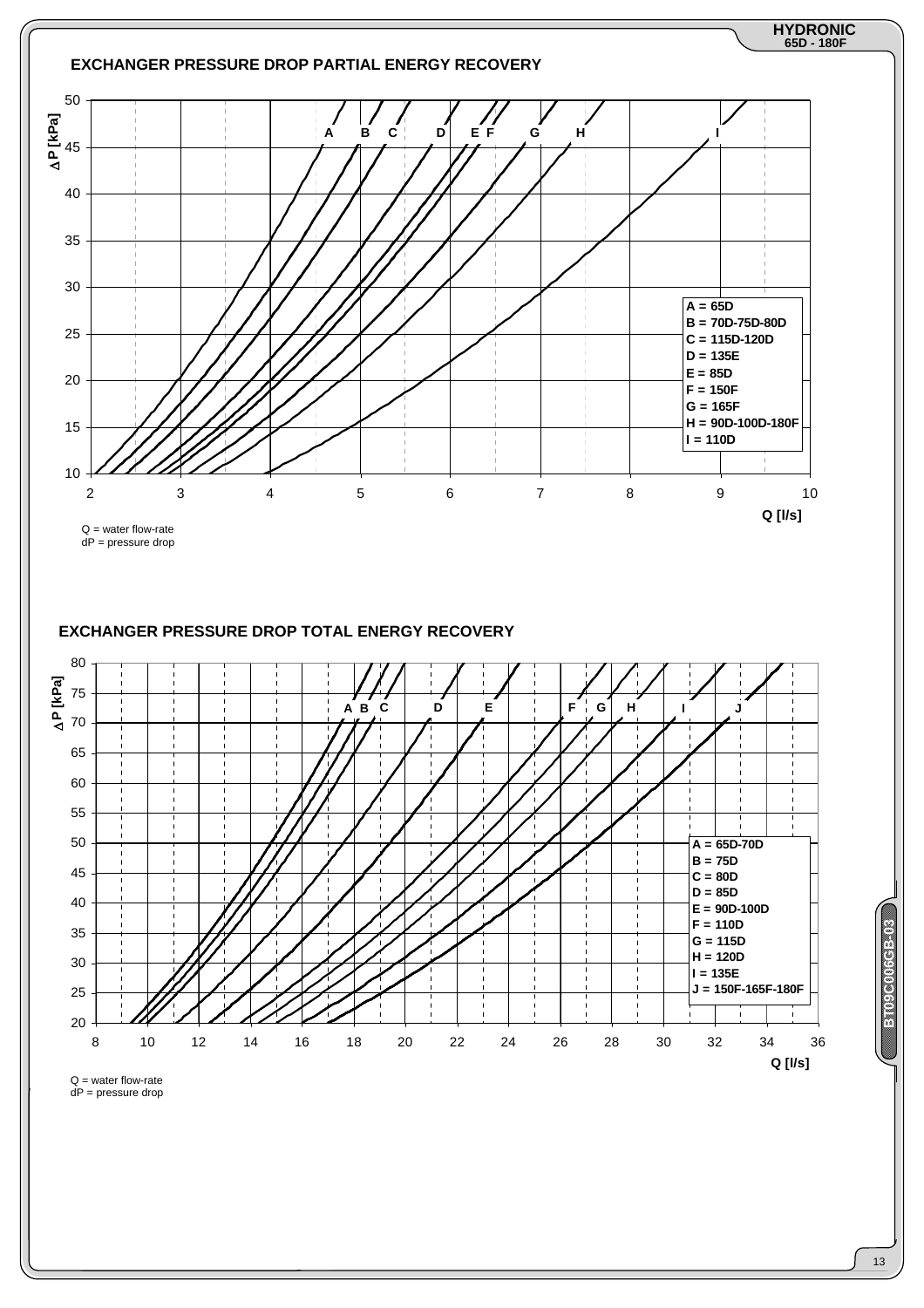## EXCHANGER PRESSURE DROP PARTIAL ENERGY RECOVERY

| Curve | Model |
|---|---|
| A | 65D |
| B | 70D-75D-80D |
| C | 115D-120D |
| D | 135E |
| E | 85D |
| F | 150F |
| G | 165F |
| H | 90D-100D-180F |
| I | 110D |

Q = water flow-rate
dP = pressure drop

Axes: $\Delta P$ [kPa] (10–50) vs Q [l/s] (2–10)

## EXCHANGER PRESSURE DROP TOTAL ENERGY RECOVERY

| Curve | Model |
|---|---|
| A | 65D-70D |
| B | 75D |
| C | 80D |
| D | 85D |
| E | 90D-100D |
| F | 110D |
| G | 115D |
| H | 120D |
| I | 135E |
| J | 150F-165F-180F |

Q = water flow-rate
dP = pressure drop

Axes: $\Delta P$ [kPa] (20–80) vs Q [l/s] (8–36)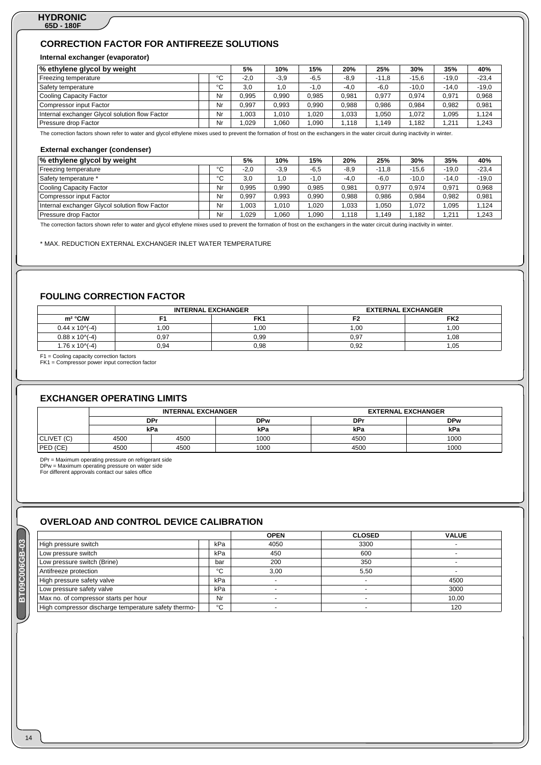## CORRECTION FACTOR FOR ANTIFREEZE SOLUTIONS

### Internal exchanger (evaporator)

| % ethylene glycol by weight | | 5% | 10% | 15% | 20% | 25% | 30% | 35% | 40% |
|---|---|---|---|---|---|---|---|---|---|
| Freezing temperature | °C | -2,0 | -3,9 | -6,5 | -8,9 | -11,8 | -15,6 | -19,0 | -23,4 |
| Safety temperature | °C | 3,0 | 1,0 | -1,0 | -4,0 | -6,0 | -10,0 | -14,0 | -19,0 |
| Cooling Capacity Factor | Nr | 0,995 | 0,990 | 0,985 | 0,981 | 0,977 | 0,974 | 0,971 | 0,968 |
| Compressor input Factor | Nr | 0,997 | 0,993 | 0,990 | 0,988 | 0,986 | 0,984 | 0,982 | 0,981 |
| Internal exchanger Glycol solution flow Factor | Nr | 1,003 | 1,010 | 1,020 | 1,033 | 1,050 | 1,072 | 1,095 | 1,124 |
| Pressure drop Factor | Nr | 1,029 | 1,060 | 1,090 | 1,118 | 1,149 | 1,182 | 1,211 | 1,243 |

The correction factors shown refer to water and glycol ethylene mixes used to prevent the formation of frost on the exchangers in the water circuit during inactivity in winter.

### External exchanger (condenser)

| % ethylene glycol by weight | | 5% | 10% | 15% | 20% | 25% | 30% | 35% | 40% |
|---|---|---|---|---|---|---|---|---|---|
| Freezing temperature | °C | -2,0 | -3,9 | -6,5 | -8,9 | -11,8 | -15,6 | -19,0 | -23,4 |
| Safety temperature * | °C | 3,0 | 1,0 | -1,0 | -4,0 | -6,0 | -10,0 | -14,0 | -19,0 |
| Cooling Capacity Factor | Nr | 0,995 | 0,990 | 0,985 | 0,981 | 0,977 | 0,974 | 0,971 | 0,968 |
| Compressor input Factor | Nr | 0,997 | 0,993 | 0,990 | 0,988 | 0,986 | 0,984 | 0,982 | 0,981 |
| Internal exchanger Glycol solution flow Factor | Nr | 1,003 | 1,010 | 1,020 | 1,033 | 1,050 | 1,072 | 1,095 | 1,124 |
| Pressure drop Factor | Nr | 1,029 | 1,060 | 1,090 | 1,118 | 1,149 | 1,182 | 1,211 | 1,243 |

The correction factors shown refer to water and glycol ethylene mixes used to prevent the formation of frost on the exchangers in the water circuit during inactivity in winter.

* MAX. REDUCTION EXTERNAL EXCHANGER INLET WATER TEMPERATURE

## FOULING CORRECTION FACTOR

| | INTERNAL EXCHANGER | | EXTERNAL EXCHANGER | |
|---|---|---|---|---|
| $m^2$ °C/W | F1 | FK1 | F2 | FK2 |
| 0.44 x 10^(-4) | 1,00 | 1,00 | 1,00 | 1,00 |
| 0.88 x 10^(-4) | 0,97 | 0,99 | 0,97 | 1,08 |
| 1.76 x 10^(-4) | 0,94 | 0,98 | 0,92 | 1,05 |

F1 = Cooling capacity correction factors
FK1 = Compressor power input correction factor

## EXCHANGER OPERATING LIMITS

| | INTERNAL EXCHANGER | | | EXTERNAL EXCHANGER | |
|---|---|---|---|---|---|
| | DPr | | DPw | DPr | DPw |
| | kPa | | kPa | kPa | kPa |
| CLIVET (C) | 4500 | 4500 | 1000 | 4500 | 1000 |
| PED (CE) | 4500 | 4500 | 1000 | 4500 | 1000 |

DPr = Maximum operating pressure on refrigerant side
DPw = Maximum operating pressure on water side
For different approvals contact our sales office

## OVERLOAD AND CONTROL DEVICE CALIBRATION

| | | OPEN | CLOSED | VALUE |
|---|---|---|---|---|
| High pressure switch | kPa | 4050 | 3300 | - |
| Low pressure switch | kPa | 450 | 600 | - |
| Low pressure switch (Brine) | bar | 200 | 350 | - |
| Antifreeze protection | °C | 3,00 | 5,50 | - |
| High pressure safety valve | kPa | - | - | 4500 |
| Low pressure safety valve | kPa | - | - | 3000 |
| Max no. of compressor starts per hour | Nr | - | - | 10,00 |
| High compressor discharge temperature safety thermo- | °C | - | - | 120 |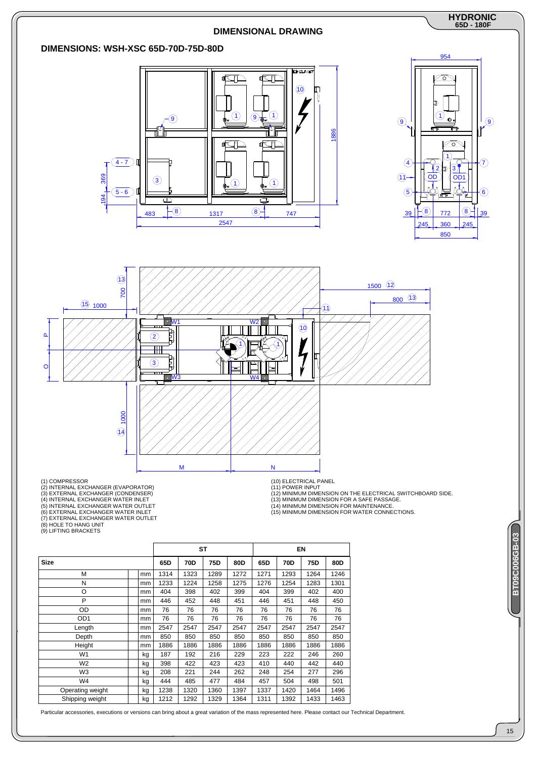## DIMENSIONAL DRAWING

### DIMENSIONS: WSH-XSC 65D-70D-75D-80D

(1) COMPRESSOR
(2) INTERNAL EXCHANGER (EVAPORATOR)
(3) EXTERNAL EXCHANGER (CONDENSER)
(4) INTERNAL EXCHANGER WATER INLET
(5) INTERNAL EXCHANGER WATER OUTLET
(6) EXTERNAL EXCHANGER WATER INLET
(7) EXTERNAL EXCHANGER WATER OUTLET
(8) HOLE TO HANG UNIT
(9) LIFTING BRACKETS
(10) ELECTRICAL PANEL
(11) POWER INPUT
(12) MINIMUM DIMENSION ON THE ELECTRICAL SWITCHBOARD SIDE.
(13) MINIMUM DIMENSION FOR A SAFE PASSAGE.
(14) MINIMUM DIMENSION FOR MAINTENANCE.
(15) MINIMUM DIMENSION FOR WATER CONNECTIONS.

| | | ST | | | | EN | | | |
|---|---|---|---|---|---|---|---|---|---|
| **Size** | | **65D** | **70D** | **75D** | **80D** | **65D** | **70D** | **75D** | **80D** |
| M | mm | 1314 | 1323 | 1289 | 1272 | 1271 | 1293 | 1264 | 1246 |
| N | mm | 1233 | 1224 | 1258 | 1275 | 1276 | 1254 | 1283 | 1301 |
| O | mm | 404 | 398 | 402 | 399 | 404 | 399 | 402 | 400 |
| P | mm | 446 | 452 | 448 | 451 | 446 | 451 | 448 | 450 |
| OD | mm | 76 | 76 | 76 | 76 | 76 | 76 | 76 | 76 |
| OD1 | mm | 76 | 76 | 76 | 76 | 76 | 76 | 76 | 76 |
| Length | mm | 2547 | 2547 | 2547 | 2547 | 2547 | 2547 | 2547 | 2547 |
| Depth | mm | 850 | 850 | 850 | 850 | 850 | 850 | 850 | 850 |
| Height | mm | 1886 | 1886 | 1886 | 1886 | 1886 | 1886 | 1886 | 1886 |
| W1 | kg | 187 | 192 | 216 | 229 | 223 | 222 | 246 | 260 |
| W2 | kg | 398 | 422 | 423 | 423 | 410 | 440 | 442 | 440 |
| W3 | kg | 208 | 221 | 244 | 262 | 248 | 254 | 277 | 296 |
| W4 | kg | 444 | 485 | 477 | 484 | 457 | 504 | 498 | 501 |
| Operating weight | kg | 1238 | 1320 | 1360 | 1397 | 1337 | 1420 | 1464 | 1496 |
| Shipping weight | kg | 1212 | 1292 | 1329 | 1364 | 1311 | 1392 | 1433 | 1463 |

Particular accessories, executions or versions can bring about a great variation of the mass represented here. Please contact our Technical Department.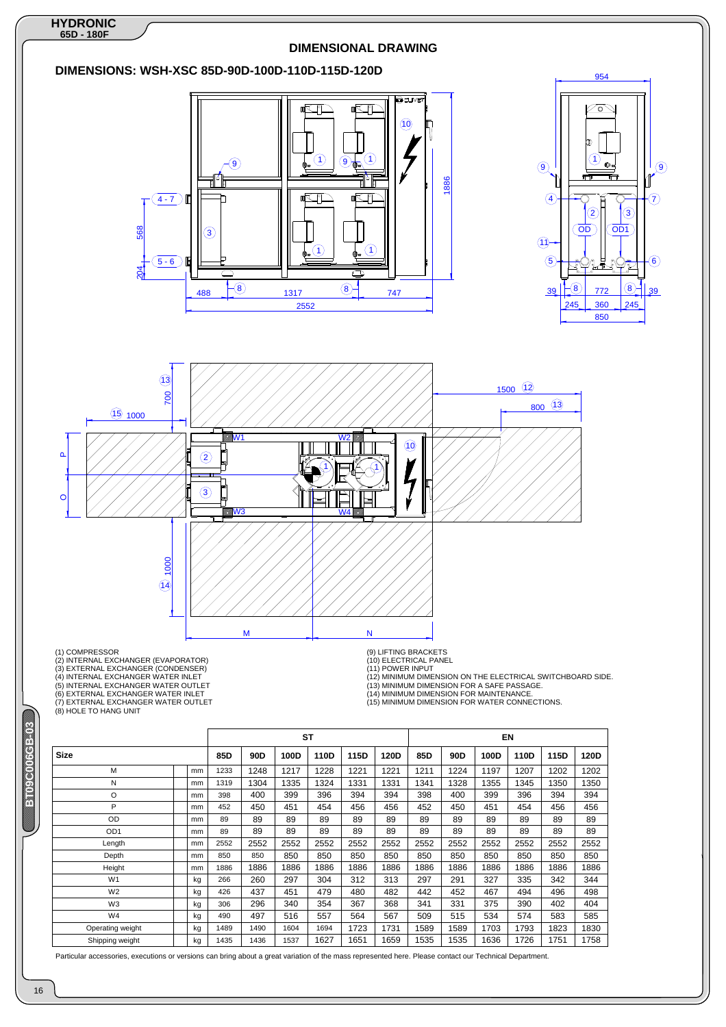## DIMENSIONAL DRAWING

### DIMENSIONS: WSH-XSC 85D-90D-100D-110D-115D-120D

(1) COMPRESSOR
(2) INTERNAL EXCHANGER (EVAPORATOR)
(3) EXTERNAL EXCHANGER (CONDENSER)
(4) INTERNAL EXCHANGER WATER INLET
(5) INTERNAL EXCHANGER WATER OUTLET
(6) EXTERNAL EXCHANGER WATER INLET
(7) EXTERNAL EXCHANGER WATER OUTLET
(8) HOLE TO HANG UNIT
(9) LIFTING BRACKETS
(10) ELECTRICAL PANEL
(11) POWER INPUT
(12) MINIMUM DIMENSION ON THE ELECTRICAL SWITCHBOARD SIDE.
(13) MINIMUM DIMENSION FOR A SAFE PASSAGE.
(14) MINIMUM DIMENSION FOR MAINTENANCE.
(15) MINIMUM DIMENSION FOR WATER CONNECTIONS.

| | | ST | | | | | | EN | | | | | |
|---|---|---|---|---|---|---|---|---|---|---|---|---|---|
| **Size** | | **85D** | **90D** | **100D** | **110D** | **115D** | **120D** | **85D** | **90D** | **100D** | **110D** | **115D** | **120D** |
| M | mm | 1233 | 1248 | 1217 | 1228 | 1221 | 1221 | 1211 | 1224 | 1197 | 1207 | 1202 | 1202 |
| N | mm | 1319 | 1304 | 1335 | 1324 | 1331 | 1331 | 1341 | 1328 | 1355 | 1345 | 1350 | 1350 |
| O | mm | 398 | 400 | 399 | 396 | 394 | 394 | 398 | 400 | 399 | 396 | 394 | 394 |
| P | mm | 452 | 450 | 451 | 454 | 456 | 456 | 452 | 450 | 451 | 454 | 456 | 456 |
| OD | mm | 89 | 89 | 89 | 89 | 89 | 89 | 89 | 89 | 89 | 89 | 89 | 89 |
| OD1 | mm | 89 | 89 | 89 | 89 | 89 | 89 | 89 | 89 | 89 | 89 | 89 | 89 |
| Length | mm | 2552 | 2552 | 2552 | 2552 | 2552 | 2552 | 2552 | 2552 | 2552 | 2552 | 2552 | 2552 |
| Depth | mm | 850 | 850 | 850 | 850 | 850 | 850 | 850 | 850 | 850 | 850 | 850 | 850 |
| Height | mm | 1886 | 1886 | 1886 | 1886 | 1886 | 1886 | 1886 | 1886 | 1886 | 1886 | 1886 | 1886 |
| W1 | kg | 266 | 260 | 297 | 304 | 312 | 313 | 297 | 291 | 327 | 335 | 342 | 344 |
| W2 | kg | 426 | 437 | 451 | 479 | 480 | 482 | 442 | 452 | 467 | 494 | 496 | 498 |
| W3 | kg | 306 | 296 | 340 | 354 | 367 | 368 | 341 | 331 | 375 | 390 | 402 | 404 |
| W4 | kg | 490 | 497 | 516 | 557 | 564 | 567 | 509 | 515 | 534 | 574 | 583 | 585 |
| Operating weight | kg | 1489 | 1490 | 1604 | 1694 | 1723 | 1731 | 1589 | 1589 | 1703 | 1793 | 1823 | 1830 |
| Shipping weight | kg | 1435 | 1436 | 1537 | 1627 | 1651 | 1659 | 1535 | 1535 | 1636 | 1726 | 1751 | 1758 |

Particular accessories, executions or versions can bring about a great variation of the mass represented here. Please contact our Technical Department.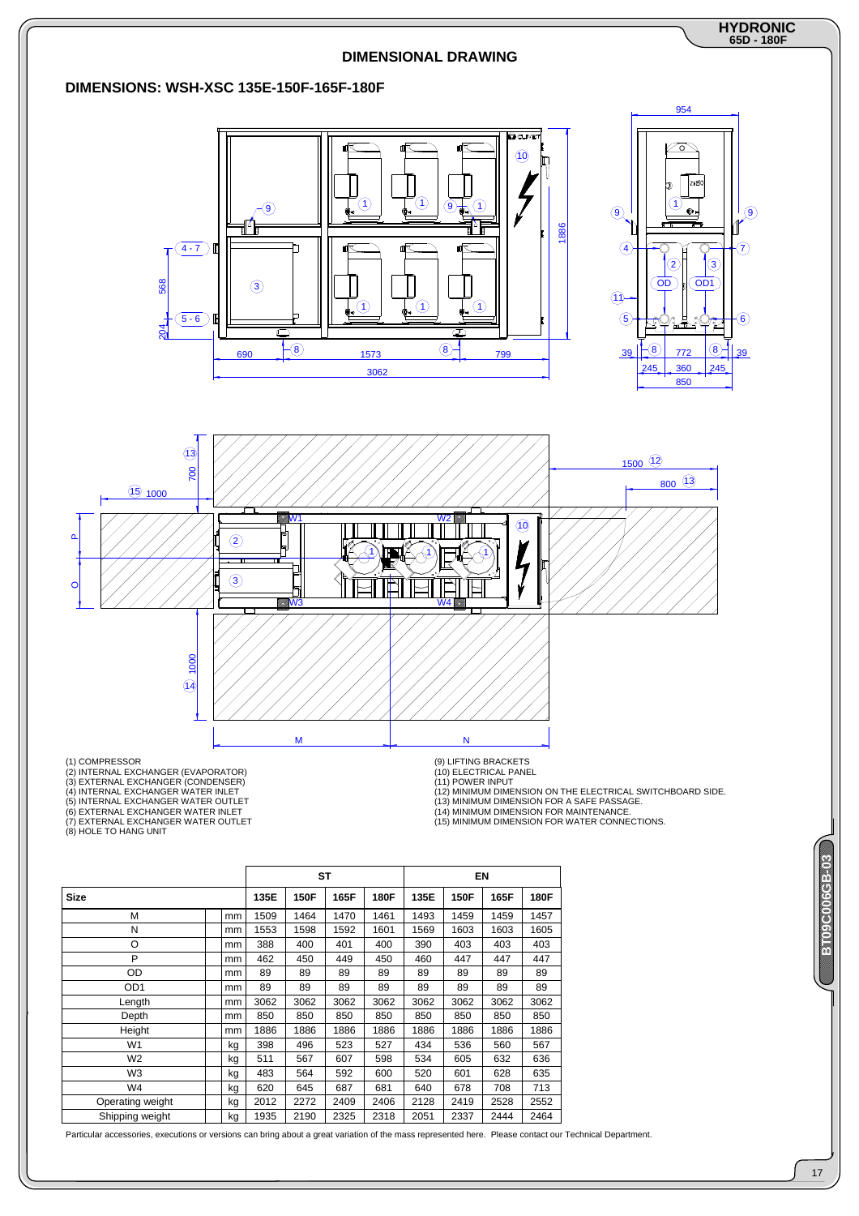## DIMENSIONAL DRAWING

### DIMENSIONS: WSH-XSC 135E-150F-165F-180F

(1) COMPRESSOR
(2) INTERNAL EXCHANGER (EVAPORATOR)
(3) EXTERNAL EXCHANGER (CONDENSER)
(4) INTERNAL EXCHANGER WATER INLET
(5) INTERNAL EXCHANGER WATER OUTLET
(6) EXTERNAL EXCHANGER WATER INLET
(7) EXTERNAL EXCHANGER WATER OUTLET
(8) HOLE TO HANG UNIT
(9) LIFTING BRACKETS
(10) ELECTRICAL PANEL
(11) POWER INPUT
(12) MINIMUM DIMENSION ON THE ELECTRICAL SWITCHBOARD SIDE.
(13) MINIMUM DIMENSION FOR A SAFE PASSAGE.
(14) MINIMUM DIMENSION FOR MAINTENANCE.
(15) MINIMUM DIMENSION FOR WATER CONNECTIONS.

| | | ST | | | | EN | | | |
|---|---|---|---|---|---|---|---|---|---|
| **Size** | | **135E** | **150F** | **165F** | **180F** | **135E** | **150F** | **165F** | **180F** |
| M | mm | 1509 | 1464 | 1470 | 1461 | 1493 | 1459 | 1459 | 1457 |
| N | mm | 1553 | 1598 | 1592 | 1601 | 1569 | 1603 | 1603 | 1605 |
| O | mm | 388 | 400 | 401 | 400 | 390 | 403 | 403 | 403 |
| P | mm | 462 | 450 | 449 | 450 | 460 | 447 | 447 | 447 |
| OD | mm | 89 | 89 | 89 | 89 | 89 | 89 | 89 | 89 |
| OD1 | mm | 89 | 89 | 89 | 89 | 89 | 89 | 89 | 89 |
| Length | mm | 3062 | 3062 | 3062 | 3062 | 3062 | 3062 | 3062 | 3062 |
| Depth | mm | 850 | 850 | 850 | 850 | 850 | 850 | 850 | 850 |
| Height | mm | 1886 | 1886 | 1886 | 1886 | 1886 | 1886 | 1886 | 1886 |
| W1 | kg | 398 | 496 | 523 | 527 | 434 | 536 | 560 | 567 |
| W2 | kg | 511 | 567 | 607 | 598 | 534 | 605 | 632 | 636 |
| W3 | kg | 483 | 564 | 592 | 600 | 520 | 601 | 628 | 635 |
| W4 | kg | 620 | 645 | 687 | 681 | 640 | 678 | 708 | 713 |
| Operating weight | kg | 2012 | 2272 | 2409 | 2406 | 2128 | 2419 | 2528 | 2552 |
| Shipping weight | kg | 1935 | 2190 | 2325 | 2318 | 2051 | 2337 | 2444 | 2464 |

Particular accessories, executions or versions can bring about a great variation of the mass represented here. Please contact our Technical Department.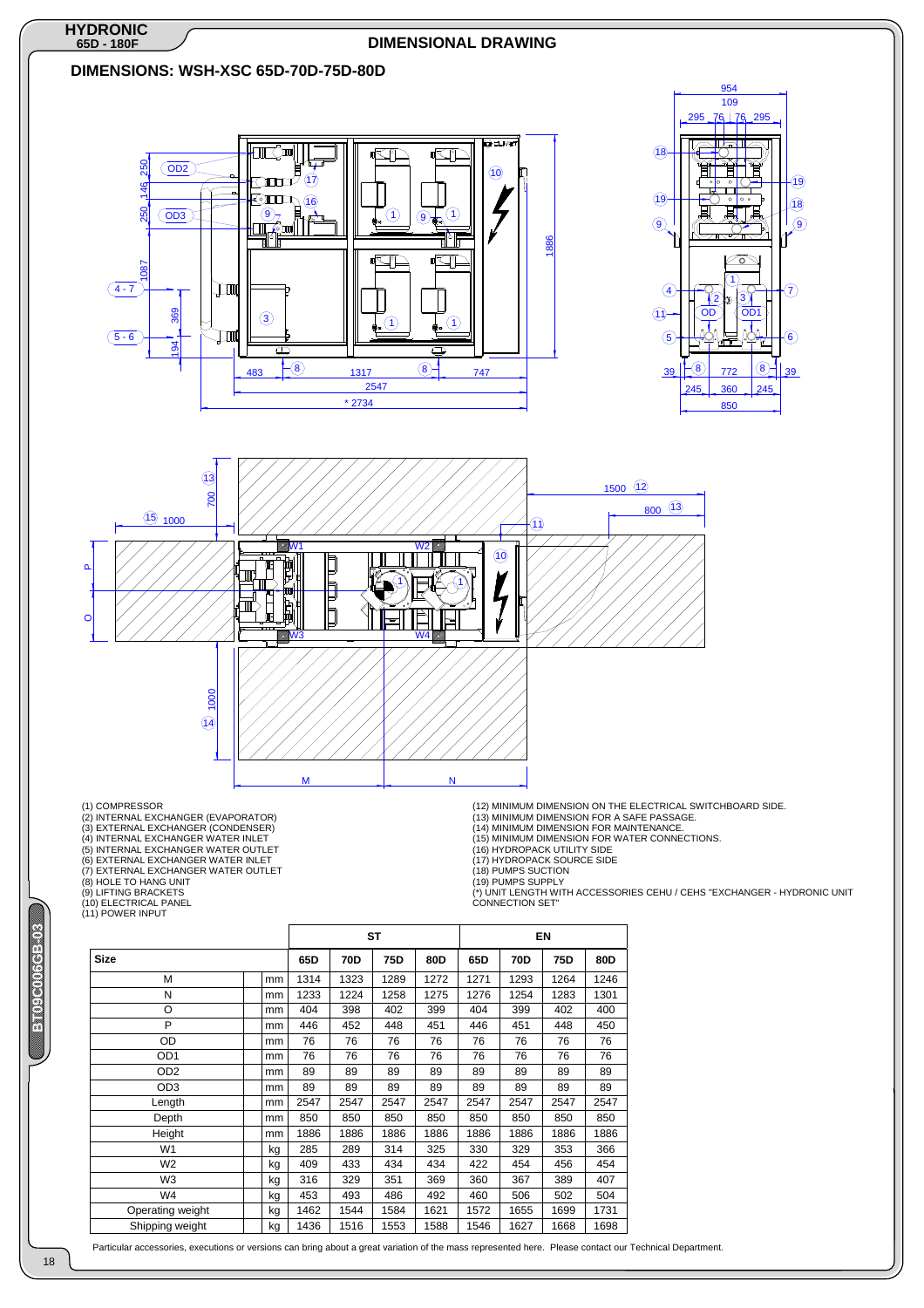## DIMENSIONAL DRAWING

### DIMENSIONS: WSH-XSC 65D-70D-75D-80D

(1) COMPRESSOR
(2) INTERNAL EXCHANGER (EVAPORATOR)
(3) EXTERNAL EXCHANGER (CONDENSER)
(4) INTERNAL EXCHANGER WATER INLET
(5) INTERNAL EXCHANGER WATER OUTLET
(6) EXTERNAL EXCHANGER WATER INLET
(7) EXTERNAL EXCHANGER WATER OUTLET
(8) HOLE TO HANG UNIT
(9) LIFTING BRACKETS
(10) ELECTRICAL PANEL
(11) POWER INPUT
(12) MINIMUM DIMENSION ON THE ELECTRICAL SWITCHBOARD SIDE.
(13) MINIMUM DIMENSION FOR A SAFE PASSAGE.
(14) MINIMUM DIMENSION FOR MAINTENANCE.
(15) MINIMUM DIMENSION FOR WATER CONNECTIONS.
(16) HYDROPACK UTILITY SIDE
(17) HYDROPACK SOURCE SIDE
(18) PUMPS SUCTION
(19) PUMPS SUPPLY
(*) UNIT LENGTH WITH ACCESSORIES CEHU / CEHS "EXCHANGER - HYDRONIC UNIT CONNECTION SET"

| Size | | ST | | | | EN | | | |
|---|---|---|---|---|---|---|---|---|---|
| | | 65D | 70D | 75D | 80D | 65D | 70D | 75D | 80D |
| M | mm | 1314 | 1323 | 1289 | 1272 | 1271 | 1293 | 1264 | 1246 |
| N | mm | 1233 | 1224 | 1258 | 1275 | 1276 | 1254 | 1283 | 1301 |
| O | mm | 404 | 398 | 402 | 399 | 404 | 399 | 402 | 400 |
| P | mm | 446 | 452 | 448 | 451 | 446 | 451 | 448 | 450 |
| OD | mm | 76 | 76 | 76 | 76 | 76 | 76 | 76 | 76 |
| OD1 | mm | 76 | 76 | 76 | 76 | 76 | 76 | 76 | 76 |
| OD2 | mm | 89 | 89 | 89 | 89 | 89 | 89 | 89 | 89 |
| OD3 | mm | 89 | 89 | 89 | 89 | 89 | 89 | 89 | 89 |
| Length | mm | 2547 | 2547 | 2547 | 2547 | 2547 | 2547 | 2547 | 2547 |
| Depth | mm | 850 | 850 | 850 | 850 | 850 | 850 | 850 | 850 |
| Height | mm | 1886 | 1886 | 1886 | 1886 | 1886 | 1886 | 1886 | 1886 |
| W1 | kg | 285 | 289 | 314 | 325 | 330 | 329 | 353 | 366 |
| W2 | kg | 409 | 433 | 434 | 434 | 422 | 454 | 456 | 454 |
| W3 | kg | 316 | 329 | 351 | 369 | 360 | 367 | 389 | 407 |
| W4 | kg | 453 | 493 | 486 | 492 | 460 | 506 | 502 | 504 |
| Operating weight | kg | 1462 | 1544 | 1584 | 1621 | 1572 | 1655 | 1699 | 1731 |
| Shipping weight | kg | 1436 | 1516 | 1553 | 1588 | 1546 | 1627 | 1668 | 1698 |

Particular accessories, executions or versions can bring about a great variation of the mass represented here. Please contact our Technical Department.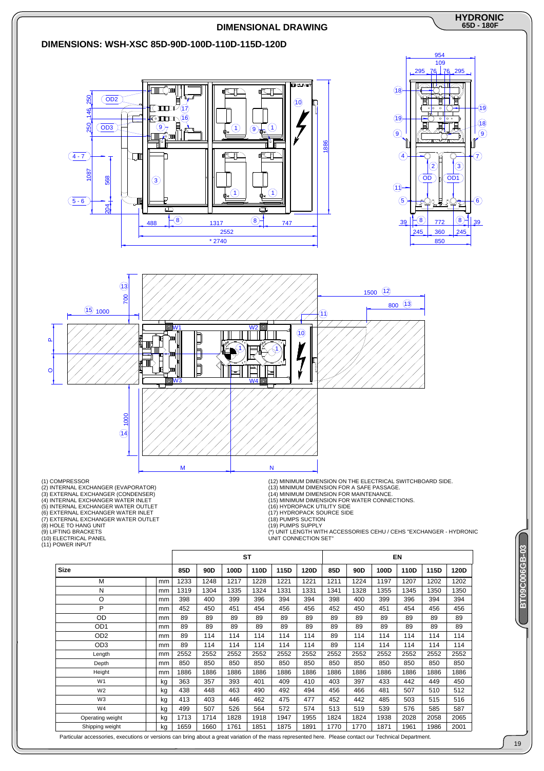# DIMENSIONAL DRAWING

## DIMENSIONS: WSH-XSC 85D-90D-100D-110D-115D-120D

(1) COMPRESSOR
(2) INTERNAL EXCHANGER (EVAPORATOR)
(3) EXTERNAL EXCHANGER (CONDENSER)
(4) INTERNAL EXCHANGER WATER INLET
(5) INTERNAL EXCHANGER WATER OUTLET
(6) EXTERNAL EXCHANGER WATER INLET
(7) EXTERNAL EXCHANGER WATER OUTLET
(8) HOLE TO HANG UNIT
(9) LIFTING BRACKETS
(10) ELECTRICAL PANEL
(11) POWER INPUT
(12) MINIMUM DIMENSION ON THE ELECTRICAL SWITCHBOARD SIDE.
(13) MINIMUM DIMENSION FOR A SAFE PASSAGE.
(14) MINIMUM DIMENSION FOR MAINTENANCE.
(15) MINIMUM DIMENSION FOR WATER CONNECTIONS.
(16) HYDROPACK UTILITY SIDE
(17) HYDROPACK SOURCE SIDE
(18) PUMPS SUCTION
(19) PUMPS SUPPLY
(*) UNIT LENGTH WITH ACCESSORIES CEHU / CEHS "EXCHANGER - HYDRONIC UNIT CONNECTION SET"

| Size | | ST | | | | | | EN | | | | | |
|---|---|---|---|---|---|---|---|---|---|---|---|---|---|
| | | 85D | 90D | 100D | 110D | 115D | 120D | 85D | 90D | 100D | 110D | 115D | 120D |
| M | mm | 1233 | 1248 | 1217 | 1228 | 1221 | 1221 | 1211 | 1224 | 1197 | 1207 | 1202 | 1202 |
| N | mm | 1319 | 1304 | 1335 | 1324 | 1331 | 1331 | 1341 | 1328 | 1355 | 1345 | 1350 | 1350 |
| O | mm | 398 | 400 | 399 | 396 | 394 | 394 | 398 | 400 | 399 | 396 | 394 | 394 |
| P | mm | 452 | 450 | 451 | 454 | 456 | 456 | 452 | 450 | 451 | 454 | 456 | 456 |
| OD | mm | 89 | 89 | 89 | 89 | 89 | 89 | 89 | 89 | 89 | 89 | 89 | 89 |
| OD1 | mm | 89 | 89 | 89 | 89 | 89 | 89 | 89 | 89 | 89 | 89 | 89 | 89 |
| OD2 | mm | 89 | 114 | 114 | 114 | 114 | 114 | 89 | 114 | 114 | 114 | 114 | 114 |
| OD3 | mm | 89 | 114 | 114 | 114 | 114 | 114 | 89 | 114 | 114 | 114 | 114 | 114 |
| Length | mm | 2552 | 2552 | 2552 | 2552 | 2552 | 2552 | 2552 | 2552 | 2552 | 2552 | 2552 | 2552 |
| Depth | mm | 850 | 850 | 850 | 850 | 850 | 850 | 850 | 850 | 850 | 850 | 850 | 850 |
| Height | mm | 1886 | 1886 | 1886 | 1886 | 1886 | 1886 | 1886 | 1886 | 1886 | 1886 | 1886 | 1886 |
| W1 | kg | 363 | 357 | 393 | 401 | 409 | 410 | 403 | 397 | 433 | 442 | 449 | 450 |
| W2 | kg | 438 | 448 | 463 | 490 | 492 | 494 | 456 | 466 | 481 | 507 | 510 | 512 |
| W3 | kg | 413 | 403 | 446 | 462 | 475 | 477 | 452 | 442 | 485 | 503 | 515 | 516 |
| W4 | kg | 499 | 507 | 526 | 564 | 572 | 574 | 513 | 519 | 539 | 576 | 585 | 587 |
| Operating weight | kg | 1713 | 1714 | 1828 | 1918 | 1947 | 1955 | 1824 | 1824 | 1938 | 2028 | 2058 | 2065 |
| Shipping weight | kg | 1659 | 1660 | 1761 | 1851 | 1875 | 1891 | 1770 | 1770 | 1871 | 1961 | 1986 | 2001 |

Particular accessories, executions or versions can bring about a great variation of the mass represented here. Please contact our Technical Department.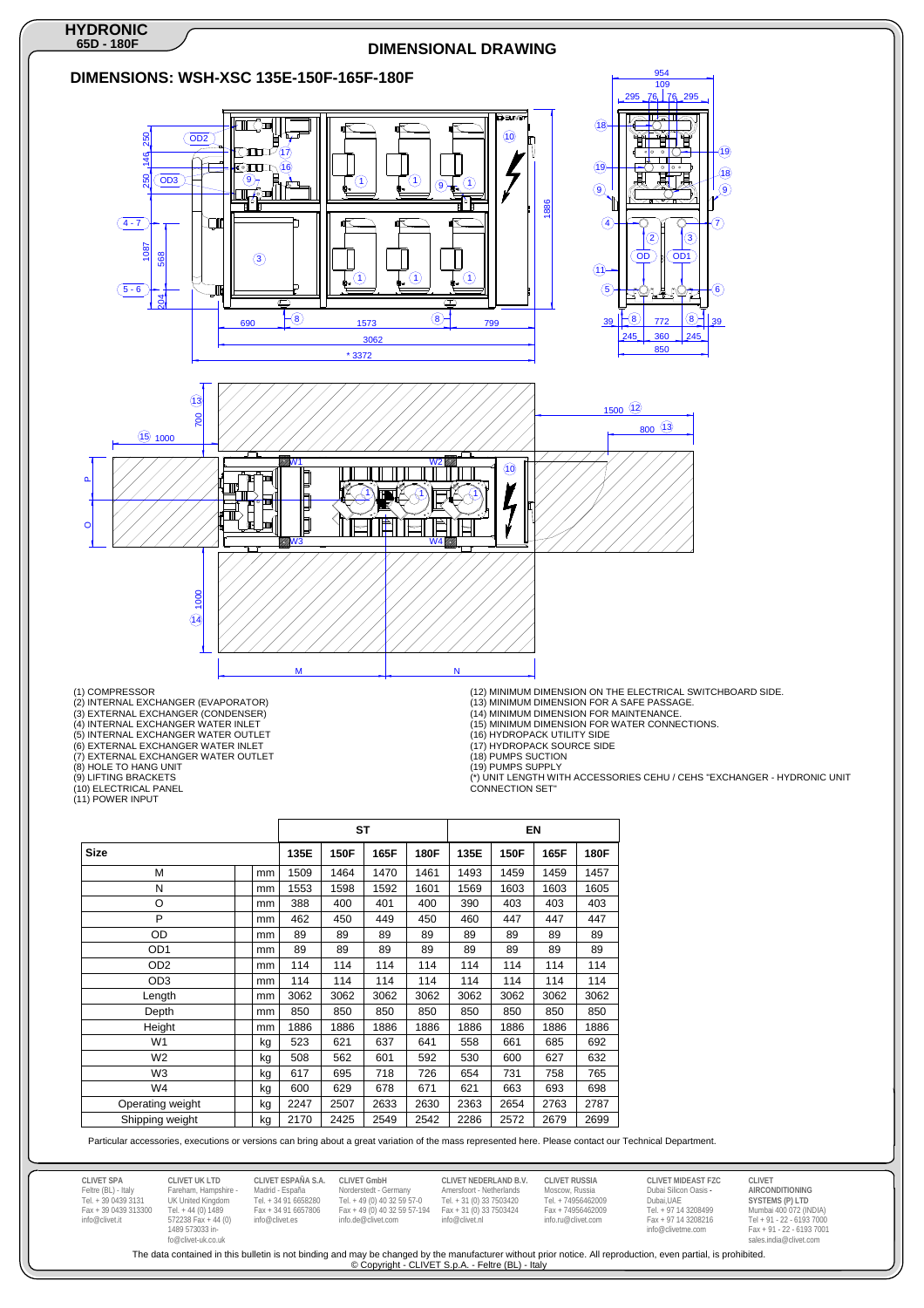## DIMENSIONAL DRAWING

## DIMENSIONS: WSH-XSC 135E-150F-165F-180F

(1) COMPRESSOR
(2) INTERNAL EXCHANGER (EVAPORATOR)
(3) EXTERNAL EXCHANGER (CONDENSER)
(4) INTERNAL EXCHANGER WATER INLET
(5) INTERNAL EXCHANGER WATER OUTLET
(6) EXTERNAL EXCHANGER WATER INLET
(7) EXTERNAL EXCHANGER WATER OUTLET
(8) HOLE TO HANG UNIT
(9) LIFTING BRACKETS
(10) ELECTRICAL PANEL
(11) POWER INPUT
(12) MINIMUM DIMENSION ON THE ELECTRICAL SWITCHBOARD SIDE.
(13) MINIMUM DIMENSION FOR A SAFE PASSAGE.
(14) MINIMUM DIMENSION FOR MAINTENANCE.
(15) MINIMUM DIMENSION FOR WATER CONNECTIONS.
(16) HYDROPACK UTILITY SIDE
(17) HYDROPACK SOURCE SIDE
(18) PUMPS SUCTION
(19) PUMPS SUPPLY
(*) UNIT LENGTH WITH ACCESSORIES CEHU / CEHS "EXCHANGER - HYDRONIC UNIT CONNECTION SET"

| | | ST | | | | EN | | | |
|---|---|---|---|---|---|---|---|---|---|
| **Size** | | **135E** | **150F** | **165F** | **180F** | **135E** | **150F** | **165F** | **180F** |
| M | mm | 1509 | 1464 | 1470 | 1461 | 1493 | 1459 | 1459 | 1457 |
| N | mm | 1553 | 1598 | 1592 | 1601 | 1569 | 1603 | 1603 | 1605 |
| O | mm | 388 | 400 | 401 | 400 | 390 | 403 | 403 | 403 |
| P | mm | 462 | 450 | 449 | 450 | 460 | 447 | 447 | 447 |
| OD | mm | 89 | 89 | 89 | 89 | 89 | 89 | 89 | 89 |
| OD1 | mm | 89 | 89 | 89 | 89 | 89 | 89 | 89 | 89 |
| OD2 | mm | 114 | 114 | 114 | 114 | 114 | 114 | 114 | 114 |
| OD3 | mm | 114 | 114 | 114 | 114 | 114 | 114 | 114 | 114 |
| Length | mm | 3062 | 3062 | 3062 | 3062 | 3062 | 3062 | 3062 | 3062 |
| Depth | mm | 850 | 850 | 850 | 850 | 850 | 850 | 850 | 850 |
| Height | mm | 1886 | 1886 | 1886 | 1886 | 1886 | 1886 | 1886 | 1886 |
| W1 | kg | 523 | 621 | 637 | 641 | 558 | 661 | 685 | 692 |
| W2 | kg | 508 | 562 | 601 | 592 | 530 | 600 | 627 | 632 |
| W3 | kg | 617 | 695 | 718 | 726 | 654 | 731 | 758 | 765 |
| W4 | kg | 600 | 629 | 678 | 671 | 621 | 663 | 693 | 698 |
| Operating weight | kg | 2247 | 2507 | 2633 | 2630 | 2363 | 2654 | 2763 | 2787 |
| Shipping weight | kg | 2170 | 2425 | 2549 | 2542 | 2286 | 2572 | 2679 | 2699 |

Particular accessories, executions or versions can bring about a great variation of the mass represented here. Please contact our Technical Department.

**CLIVET SPA** Feltre (BL) - Italy Tel. + 39 0439 3131 Fax + 39 0439 313300 info@clivet.it

**CLIVET UK LTD** Fareham, Hampshire - UK United Kingdom Tel. + 44 (0) 1489 572238 Fax + 44 (0) 1489 573033 info@clivet-uk.co.uk

**CLIVET ESPAÑA S.A.** Madrid - España Tel. + 34 91 6658280 Fax + 34 91 6657806 info@clivet.es

**CLIVET GmbH** Norderstedt - Germany Tel. + 49 (0) 40 32 59 57-0 Fax + 49 (0) 40 32 59 57-194 info.de@clivet.com

**CLIVET NEDERLAND B.V.** Amersfoort - Netherlands Tel. + 31 (0) 33 7503420 Fax + 31 (0) 33 7503424 info@clivet.nl

**CLIVET RUSSIA** Moscow, Russia Tel. + 74956462009 Fax + 74956462009 info.ru@clivet.com

**CLIVET MIDEAST FZC** Dubai Silicon Oasis - Dubai,UAE Tel. + 97 14 3208499 Fax + 97 14 3208216 info@clivetme.com

**CLIVET AIRCONDITIONING SYSTEMS (P) LTD** Mumbai 400 072 (INDIA) Tel + 91 - 22 - 6193 7000 Fax + 91 - 22 - 6193 7001 sales.india@clivet.com

The data contained in this bulletin is not binding and may be changed by the manufacturer without prior notice. All reproduction, even partial, is prohibited.
© Copyright - CLIVET S.p.A. - Feltre (BL) - Italy